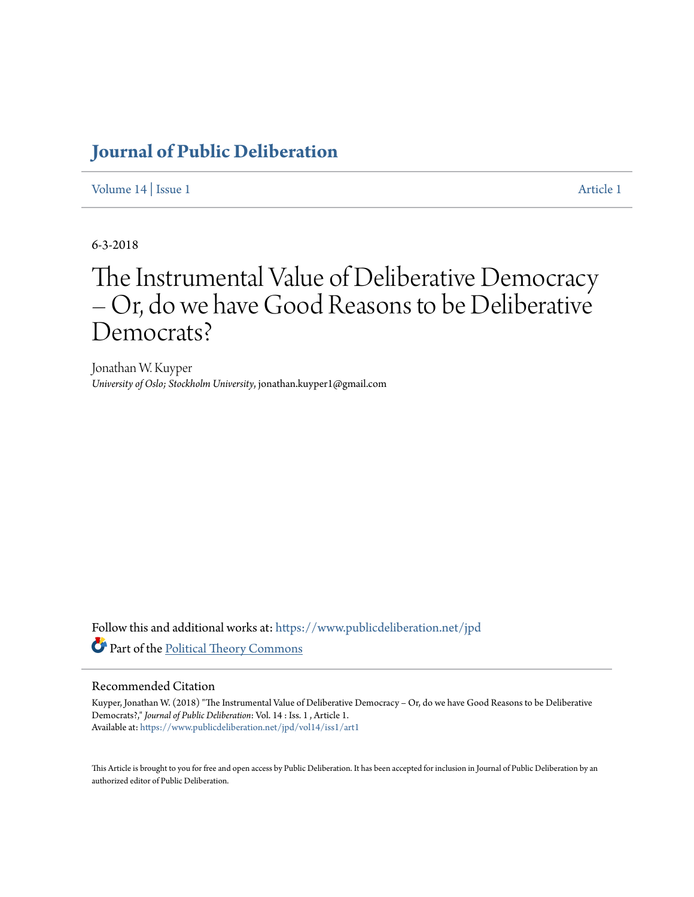# Journal of Public Deliberation

Volume 14 | Issue 1 Article 1

6-3-2018

# The Instrumental Value of Deliberative Democracy – Or, do we have Good Reasons to be Deliberative Democrats?

Jonathan W. Kuyper
*University of Oslo; Stockholm University*, jonathan.kuyper1@gmail.com

Follow this and additional works at: https://www.publicdeliberation.net/jpd

Part of the Political Theory Commons

## Recommended Citation

Kuyper, Jonathan W. (2018) "The Instrumental Value of Deliberative Democracy – Or, do we have Good Reasons to be Deliberative Democrats?," *Journal of Public Deliberation*: Vol. 14 : Iss. 1 , Article 1.
Available at: https://www.publicdeliberation.net/jpd/vol14/iss1/art1

This Article is brought to you for free and open access by Public Deliberation. It has been accepted for inclusion in Journal of Public Deliberation by an authorized editor of Public Deliberation.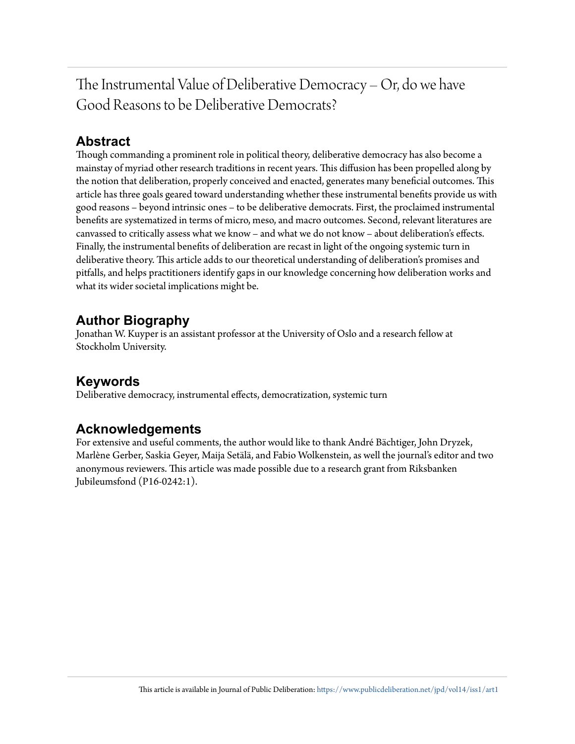# The Instrumental Value of Deliberative Democracy – Or, do we have Good Reasons to be Deliberative Democrats?

## Abstract

Though commanding a prominent role in political theory, deliberative democracy has also become a mainstay of myriad other research traditions in recent years. This diffusion has been propelled along by the notion that deliberation, properly conceived and enacted, generates many beneficial outcomes. This article has three goals geared toward understanding whether these instrumental benefits provide us with good reasons – beyond intrinsic ones – to be deliberative democrats. First, the proclaimed instrumental benefits are systematized in terms of micro, meso, and macro outcomes. Second, relevant literatures are canvassed to critically assess what we know – and what we do not know – about deliberation's effects. Finally, the instrumental benefits of deliberation are recast in light of the ongoing systemic turn in deliberative theory. This article adds to our theoretical understanding of deliberation's promises and pitfalls, and helps practitioners identify gaps in our knowledge concerning how deliberation works and what its wider societal implications might be.

## Author Biography

Jonathan W. Kuyper is an assistant professor at the University of Oslo and a research fellow at Stockholm University.

## Keywords

Deliberative democracy, instrumental effects, democratization, systemic turn

## Acknowledgements

For extensive and useful comments, the author would like to thank André Bächtiger, John Dryzek, Marlène Gerber, Saskia Geyer, Maija Setälä, and Fabio Wolkenstein, as well the journal's editor and two anonymous reviewers. This article was made possible due to a research grant from Riksbanken Jubileumsfond (P16-0242:1).

This article is available in Journal of Public Deliberation: https://www.publicdeliberation.net/jpd/vol14/iss1/art1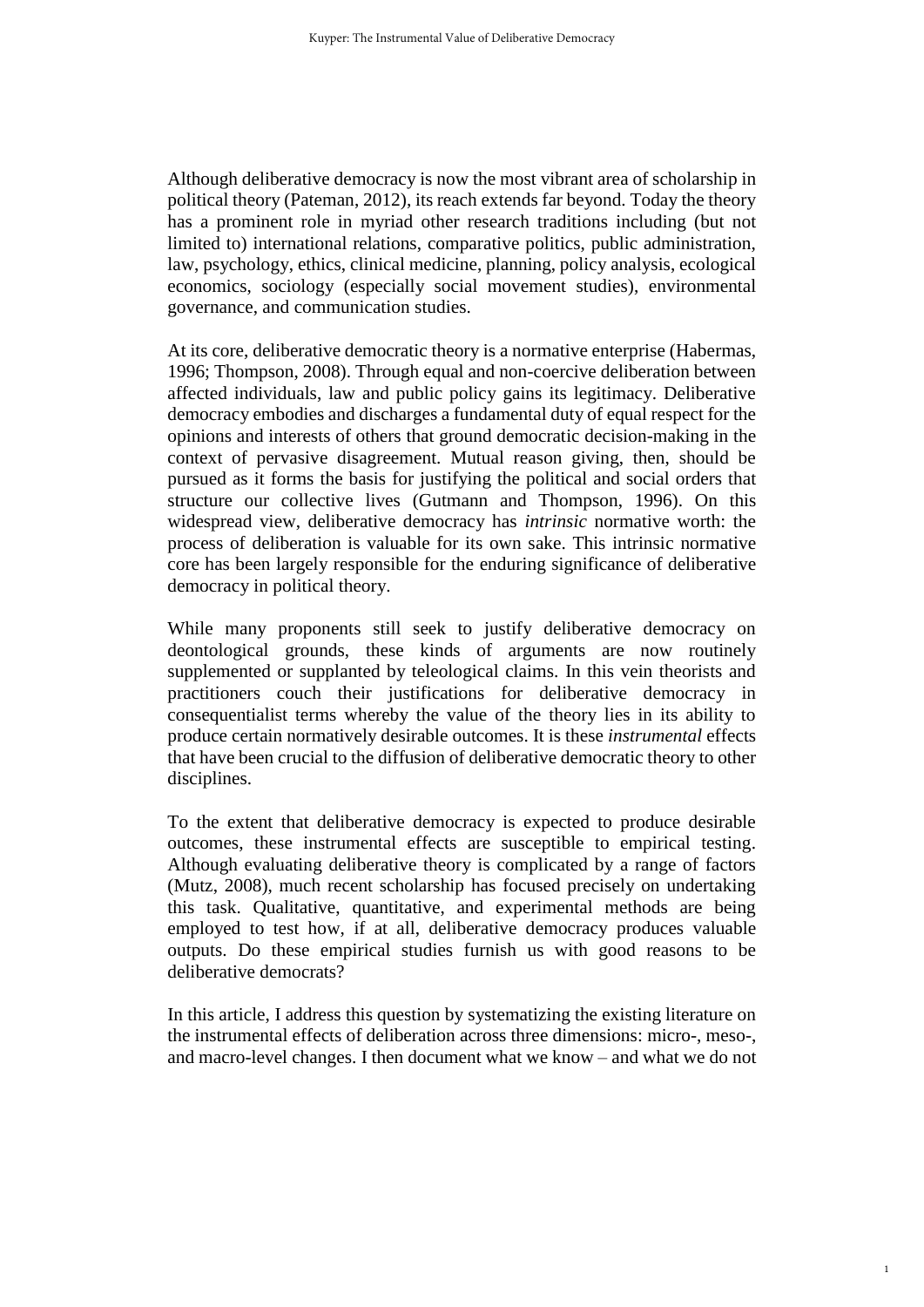Although deliberative democracy is now the most vibrant area of scholarship in political theory (Pateman, 2012), its reach extends far beyond. Today the theory has a prominent role in myriad other research traditions including (but not limited to) international relations, comparative politics, public administration, law, psychology, ethics, clinical medicine, planning, policy analysis, ecological economics, sociology (especially social movement studies), environmental governance, and communication studies.

At its core, deliberative democratic theory is a normative enterprise (Habermas, 1996; Thompson, 2008). Through equal and non-coercive deliberation between affected individuals, law and public policy gains its legitimacy. Deliberative democracy embodies and discharges a fundamental duty of equal respect for the opinions and interests of others that ground democratic decision-making in the context of pervasive disagreement. Mutual reason giving, then, should be pursued as it forms the basis for justifying the political and social orders that structure our collective lives (Gutmann and Thompson, 1996). On this widespread view, deliberative democracy has *intrinsic* normative worth: the process of deliberation is valuable for its own sake. This intrinsic normative core has been largely responsible for the enduring significance of deliberative democracy in political theory.

While many proponents still seek to justify deliberative democracy on deontological grounds, these kinds of arguments are now routinely supplemented or supplanted by teleological claims. In this vein theorists and practitioners couch their justifications for deliberative democracy in consequentialist terms whereby the value of the theory lies in its ability to produce certain normatively desirable outcomes. It is these *instrumental* effects that have been crucial to the diffusion of deliberative democratic theory to other disciplines.

To the extent that deliberative democracy is expected to produce desirable outcomes, these instrumental effects are susceptible to empirical testing. Although evaluating deliberative theory is complicated by a range of factors (Mutz, 2008), much recent scholarship has focused precisely on undertaking this task. Qualitative, quantitative, and experimental methods are being employed to test how, if at all, deliberative democracy produces valuable outputs. Do these empirical studies furnish us with good reasons to be deliberative democrats?

In this article, I address this question by systematizing the existing literature on the instrumental effects of deliberation across three dimensions: micro-, meso-, and macro-level changes. I then document what we know – and what we do not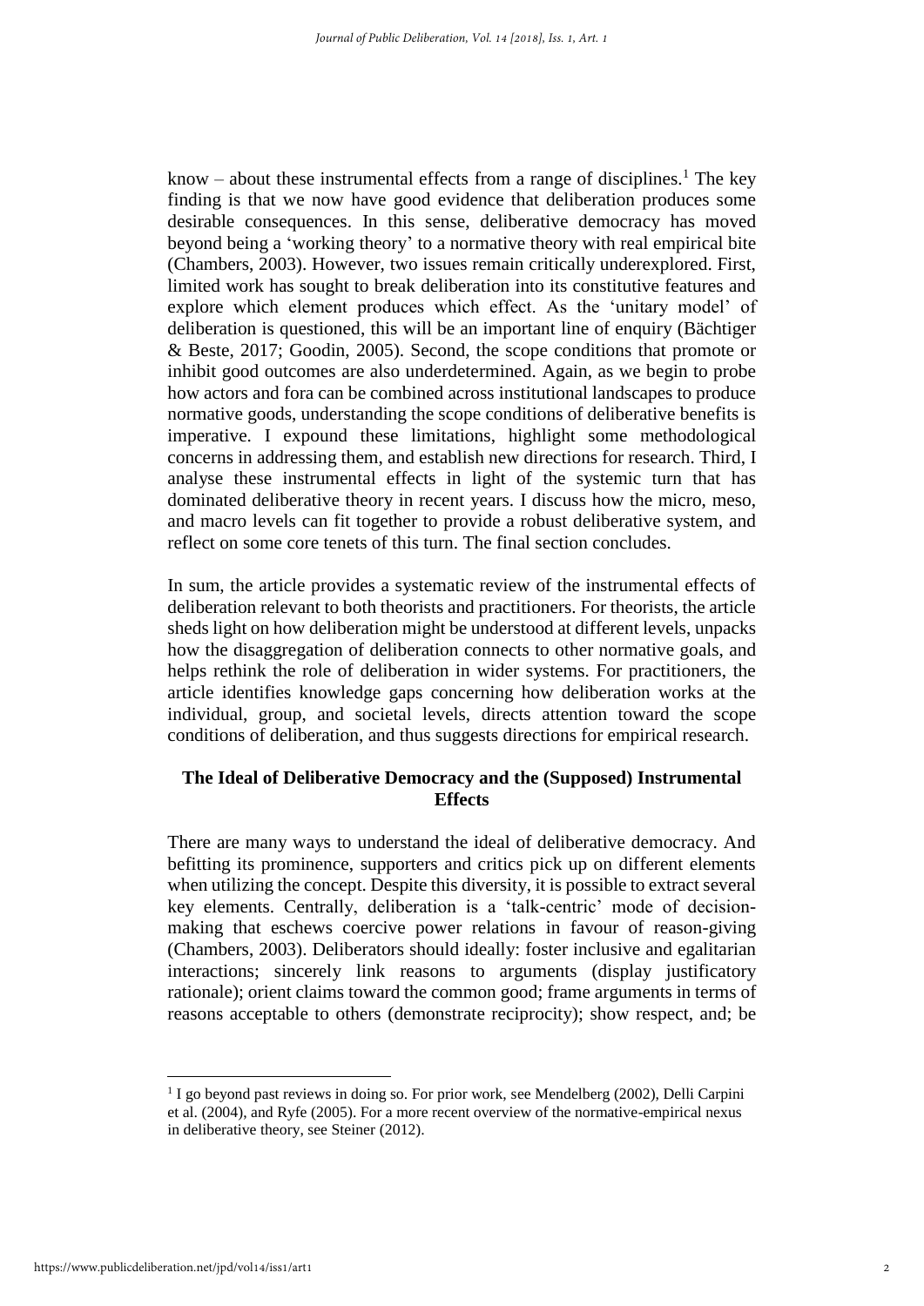know – about these instrumental effects from a range of disciplines.[1] The key finding is that we now have good evidence that deliberation produces some desirable consequences. In this sense, deliberative democracy has moved beyond being a 'working theory' to a normative theory with real empirical bite (Chambers, 2003). However, two issues remain critically underexplored. First, limited work has sought to break deliberation into its constitutive features and explore which element produces which effect. As the 'unitary model' of deliberation is questioned, this will be an important line of enquiry (Bächtiger & Beste, 2017; Goodin, 2005). Second, the scope conditions that promote or inhibit good outcomes are also underdetermined. Again, as we begin to probe how actors and fora can be combined across institutional landscapes to produce normative goods, understanding the scope conditions of deliberative benefits is imperative. I expound these limitations, highlight some methodological concerns in addressing them, and establish new directions for research. Third, I analyse these instrumental effects in light of the systemic turn that has dominated deliberative theory in recent years. I discuss how the micro, meso, and macro levels can fit together to provide a robust deliberative system, and reflect on some core tenets of this turn. The final section concludes.

In sum, the article provides a systematic review of the instrumental effects of deliberation relevant to both theorists and practitioners. For theorists, the article sheds light on how deliberation might be understood at different levels, unpacks how the disaggregation of deliberation connects to other normative goals, and helps rethink the role of deliberation in wider systems. For practitioners, the article identifies knowledge gaps concerning how deliberation works at the individual, group, and societal levels, directs attention toward the scope conditions of deliberation, and thus suggests directions for empirical research.

## The Ideal of Deliberative Democracy and the (Supposed) Instrumental Effects

There are many ways to understand the ideal of deliberative democracy. And befitting its prominence, supporters and critics pick up on different elements when utilizing the concept. Despite this diversity, it is possible to extract several key elements. Centrally, deliberation is a 'talk-centric' mode of decision-making that eschews coercive power relations in favour of reason-giving (Chambers, 2003). Deliberators should ideally: foster inclusive and egalitarian interactions; sincerely link reasons to arguments (display justificatory rationale); orient claims toward the common good; frame arguments in terms of reasons acceptable to others (demonstrate reciprocity); show respect, and; be

[1] I go beyond past reviews in doing so. For prior work, see Mendelberg (2002), Delli Carpini et al. (2004), and Ryfe (2005). For a more recent overview of the normative-empirical nexus in deliberative theory, see Steiner (2012).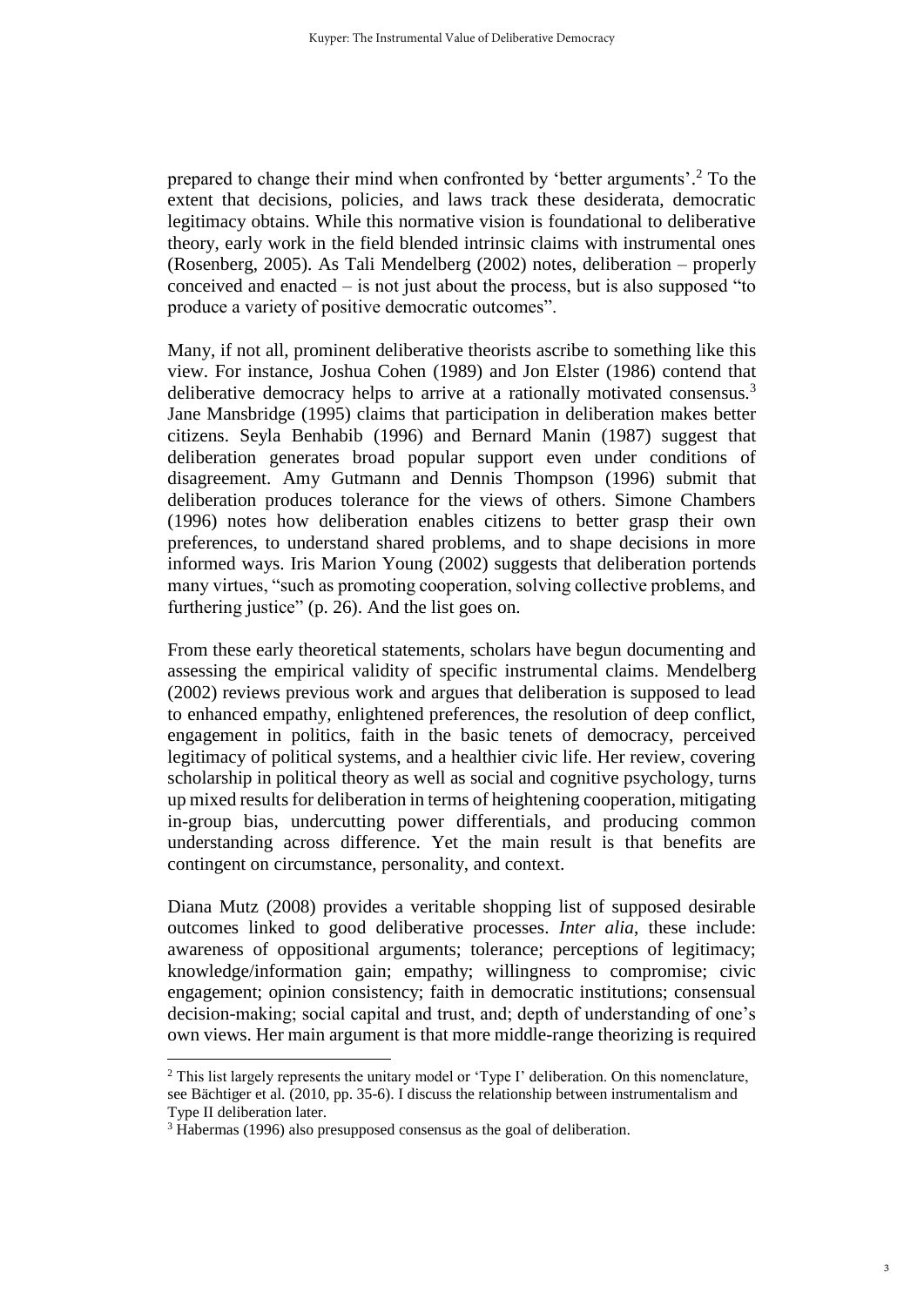prepared to change their mind when confronted by 'better arguments'.[2] To the extent that decisions, policies, and laws track these desiderata, democratic legitimacy obtains. While this normative vision is foundational to deliberative theory, early work in the field blended intrinsic claims with instrumental ones (Rosenberg, 2005). As Tali Mendelberg (2002) notes, deliberation – properly conceived and enacted – is not just about the process, but is also supposed "to produce a variety of positive democratic outcomes".

Many, if not all, prominent deliberative theorists ascribe to something like this view. For instance, Joshua Cohen (1989) and Jon Elster (1986) contend that deliberative democracy helps to arrive at a rationally motivated consensus.[3] Jane Mansbridge (1995) claims that participation in deliberation makes better citizens. Seyla Benhabib (1996) and Bernard Manin (1987) suggest that deliberation generates broad popular support even under conditions of disagreement. Amy Gutmann and Dennis Thompson (1996) submit that deliberation produces tolerance for the views of others. Simone Chambers (1996) notes how deliberation enables citizens to better grasp their own preferences, to understand shared problems, and to shape decisions in more informed ways. Iris Marion Young (2002) suggests that deliberation portends many virtues, "such as promoting cooperation, solving collective problems, and furthering justice" (p. 26). And the list goes on.

From these early theoretical statements, scholars have begun documenting and assessing the empirical validity of specific instrumental claims. Mendelberg (2002) reviews previous work and argues that deliberation is supposed to lead to enhanced empathy, enlightened preferences, the resolution of deep conflict, engagement in politics, faith in the basic tenets of democracy, perceived legitimacy of political systems, and a healthier civic life. Her review, covering scholarship in political theory as well as social and cognitive psychology, turns up mixed results for deliberation in terms of heightening cooperation, mitigating in-group bias, undercutting power differentials, and producing common understanding across difference. Yet the main result is that benefits are contingent on circumstance, personality, and context.

Diana Mutz (2008) provides a veritable shopping list of supposed desirable outcomes linked to good deliberative processes. *Inter alia*, these include: awareness of oppositional arguments; tolerance; perceptions of legitimacy; knowledge/information gain; empathy; willingness to compromise; civic engagement; opinion consistency; faith in democratic institutions; consensual decision-making; social capital and trust, and; depth of understanding of one's own views. Her main argument is that more middle-range theorizing is required

---

[2] This list largely represents the unitary model or 'Type I' deliberation. On this nomenclature, see Bächtiger et al. (2010, pp. 35-6). I discuss the relationship between instrumentalism and Type II deliberation later.

[3] Habermas (1996) also presupposed consensus as the goal of deliberation.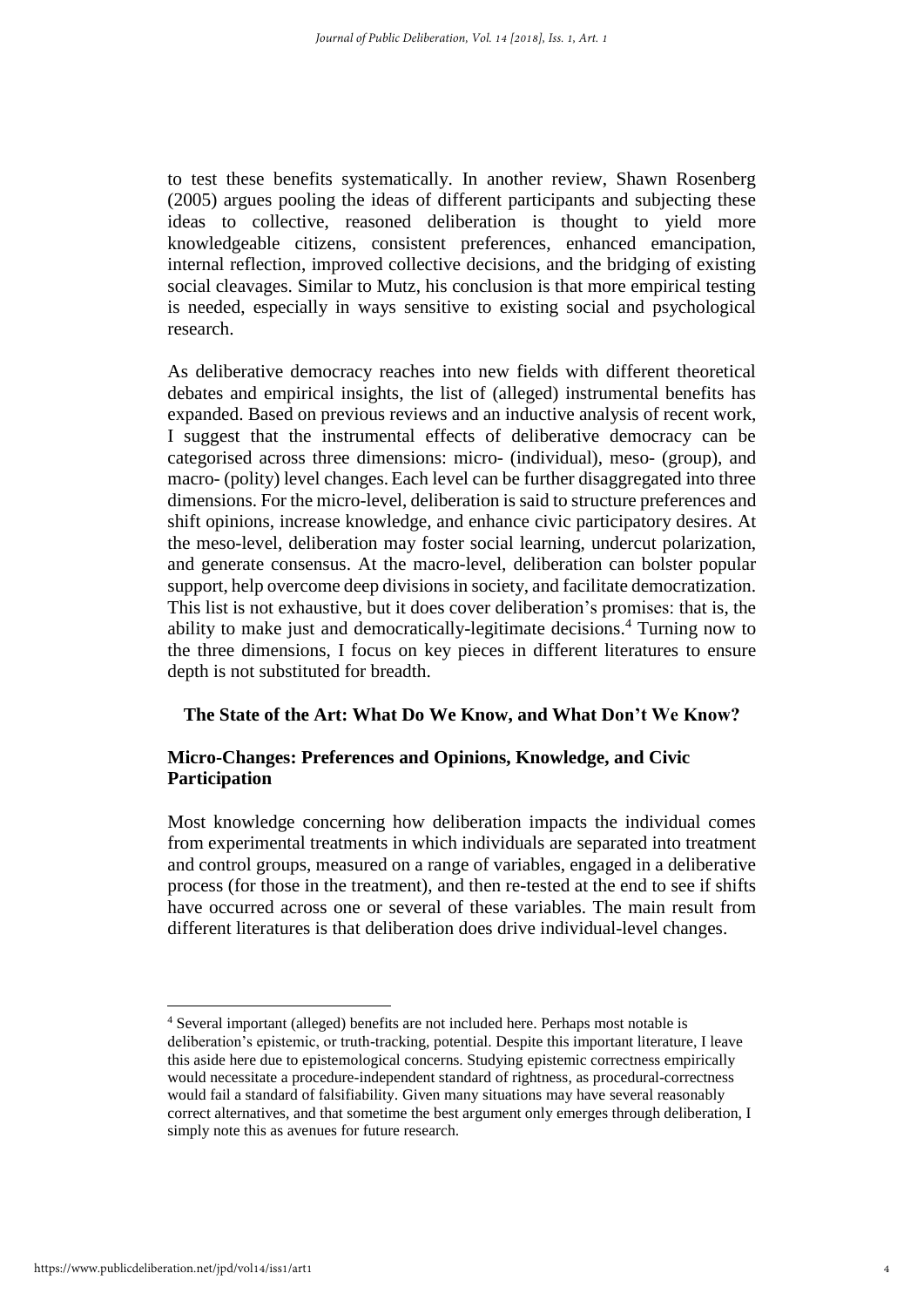to test these benefits systematically. In another review, Shawn Rosenberg (2005) argues pooling the ideas of different participants and subjecting these ideas to collective, reasoned deliberation is thought to yield more knowledgeable citizens, consistent preferences, enhanced emancipation, internal reflection, improved collective decisions, and the bridging of existing social cleavages. Similar to Mutz, his conclusion is that more empirical testing is needed, especially in ways sensitive to existing social and psychological research.

As deliberative democracy reaches into new fields with different theoretical debates and empirical insights, the list of (alleged) instrumental benefits has expanded. Based on previous reviews and an inductive analysis of recent work, I suggest that the instrumental effects of deliberative democracy can be categorised across three dimensions: micro- (individual), meso- (group), and macro- (polity) level changes. Each level can be further disaggregated into three dimensions. For the micro-level, deliberation is said to structure preferences and shift opinions, increase knowledge, and enhance civic participatory desires. At the meso-level, deliberation may foster social learning, undercut polarization, and generate consensus. At the macro-level, deliberation can bolster popular support, help overcome deep divisions in society, and facilitate democratization. This list is not exhaustive, but it does cover deliberation's promises: that is, the ability to make just and democratically-legitimate decisions.[4] Turning now to the three dimensions, I focus on key pieces in different literatures to ensure depth is not substituted for breadth.

## The State of the Art: What Do We Know, and What Don't We Know?

### Micro-Changes: Preferences and Opinions, Knowledge, and Civic Participation

Most knowledge concerning how deliberation impacts the individual comes from experimental treatments in which individuals are separated into treatment and control groups, measured on a range of variables, engaged in a deliberative process (for those in the treatment), and then re-tested at the end to see if shifts have occurred across one or several of these variables. The main result from different literatures is that deliberation does drive individual-level changes.

[4] Several important (alleged) benefits are not included here. Perhaps most notable is deliberation's epistemic, or truth-tracking, potential. Despite this important literature, I leave this aside here due to epistemological concerns. Studying epistemic correctness empirically would necessitate a procedure-independent standard of rightness, as procedural-correctness would fail a standard of falsifiability. Given many situations may have several reasonably correct alternatives, and that sometime the best argument only emerges through deliberation, I simply note this as avenues for future research.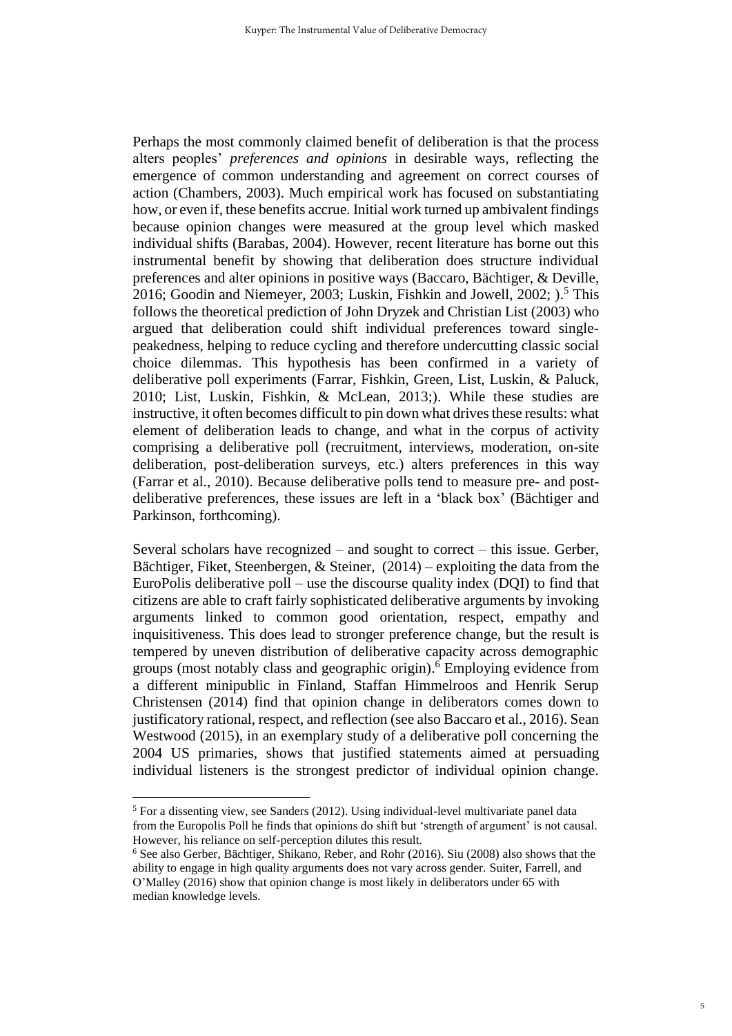Perhaps the most commonly claimed benefit of deliberation is that the process alters peoples' *preferences and opinions* in desirable ways, reflecting the emergence of common understanding and agreement on correct courses of action (Chambers, 2003). Much empirical work has focused on substantiating how, or even if, these benefits accrue. Initial work turned up ambivalent findings because opinion changes were measured at the group level which masked individual shifts (Barabas, 2004). However, recent literature has borne out this instrumental benefit by showing that deliberation does structure individual preferences and alter opinions in positive ways (Baccaro, Bächtiger, & Deville, 2016; Goodin and Niemeyer, 2003; Luskin, Fishkin and Jowell, 2002; ).[5] This follows the theoretical prediction of John Dryzek and Christian List (2003) who argued that deliberation could shift individual preferences toward single-peakedness, helping to reduce cycling and therefore undercutting classic social choice dilemmas. This hypothesis has been confirmed in a variety of deliberative poll experiments (Farrar, Fishkin, Green, List, Luskin, & Paluck, 2010; List, Luskin, Fishkin, & McLean, 2013;). While these studies are instructive, it often becomes difficult to pin down what drives these results: what element of deliberation leads to change, and what in the corpus of activity comprising a deliberative poll (recruitment, interviews, moderation, on-site deliberation, post-deliberation surveys, etc.) alters preferences in this way (Farrar et al., 2010). Because deliberative polls tend to measure pre- and post-deliberative preferences, these issues are left in a 'black box' (Bächtiger and Parkinson, forthcoming).

Several scholars have recognized – and sought to correct – this issue. Gerber, Bächtiger, Fiket, Steenbergen, & Steiner, (2014) – exploiting the data from the EuroPolis deliberative poll – use the discourse quality index (DQI) to find that citizens are able to craft fairly sophisticated deliberative arguments by invoking arguments linked to common good orientation, respect, empathy and inquisitiveness. This does lead to stronger preference change, but the result is tempered by uneven distribution of deliberative capacity across demographic groups (most notably class and geographic origin).[6] Employing evidence from a different minipublic in Finland, Staffan Himmelroos and Henrik Serup Christensen (2014) find that opinion change in deliberators comes down to justificatory rational, respect, and reflection (see also Baccaro et al., 2016). Sean Westwood (2015), in an exemplary study of a deliberative poll concerning the 2004 US primaries, shows that justified statements aimed at persuading individual listeners is the strongest predictor of individual opinion change.

[5] For a dissenting view, see Sanders (2012). Using individual-level multivariate panel data from the Europolis Poll he finds that opinions do shift but 'strength of argument' is not causal. However, his reliance on self-perception dilutes this result.

[6] See also Gerber, Bächtiger, Shikano, Reber, and Rohr (2016). Siu (2008) also shows that the ability to engage in high quality arguments does not vary across gender. Suiter, Farrell, and O'Malley (2016) show that opinion change is most likely in deliberators under 65 with median knowledge levels.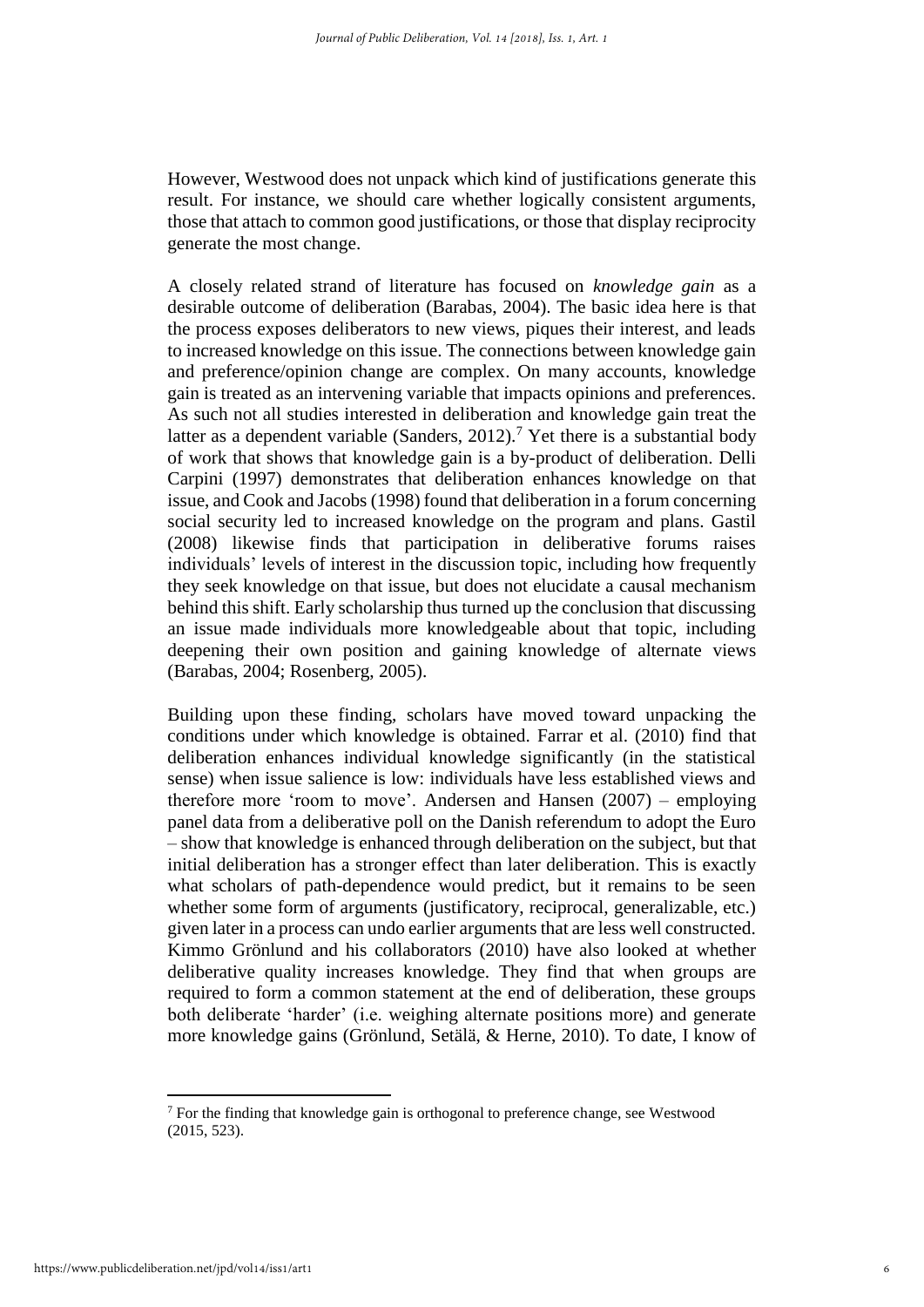However, Westwood does not unpack which kind of justifications generate this result. For instance, we should care whether logically consistent arguments, those that attach to common good justifications, or those that display reciprocity generate the most change.

A closely related strand of literature has focused on *knowledge gain* as a desirable outcome of deliberation (Barabas, 2004). The basic idea here is that the process exposes deliberators to new views, piques their interest, and leads to increased knowledge on this issue. The connections between knowledge gain and preference/opinion change are complex. On many accounts, knowledge gain is treated as an intervening variable that impacts opinions and preferences. As such not all studies interested in deliberation and knowledge gain treat the latter as a dependent variable (Sanders, 2012).[7] Yet there is a substantial body of work that shows that knowledge gain is a by-product of deliberation. Delli Carpini (1997) demonstrates that deliberation enhances knowledge on that issue, and Cook and Jacobs (1998) found that deliberation in a forum concerning social security led to increased knowledge on the program and plans. Gastil (2008) likewise finds that participation in deliberative forums raises individuals' levels of interest in the discussion topic, including how frequently they seek knowledge on that issue, but does not elucidate a causal mechanism behind this shift. Early scholarship thus turned up the conclusion that discussing an issue made individuals more knowledgeable about that topic, including deepening their own position and gaining knowledge of alternate views (Barabas, 2004; Rosenberg, 2005).

Building upon these finding, scholars have moved toward unpacking the conditions under which knowledge is obtained. Farrar et al. (2010) find that deliberation enhances individual knowledge significantly (in the statistical sense) when issue salience is low: individuals have less established views and therefore more 'room to move'. Andersen and Hansen (2007) – employing panel data from a deliberative poll on the Danish referendum to adopt the Euro – show that knowledge is enhanced through deliberation on the subject, but that initial deliberation has a stronger effect than later deliberation. This is exactly what scholars of path-dependence would predict, but it remains to be seen whether some form of arguments (justificatory, reciprocal, generalizable, etc.) given later in a process can undo earlier arguments that are less well constructed. Kimmo Grönlund and his collaborators (2010) have also looked at whether deliberative quality increases knowledge. They find that when groups are required to form a common statement at the end of deliberation, these groups both deliberate 'harder' (i.e. weighing alternate positions more) and generate more knowledge gains (Grönlund, Setälä, & Herne, 2010). To date, I know of

[7] For the finding that knowledge gain is orthogonal to preference change, see Westwood (2015, 523).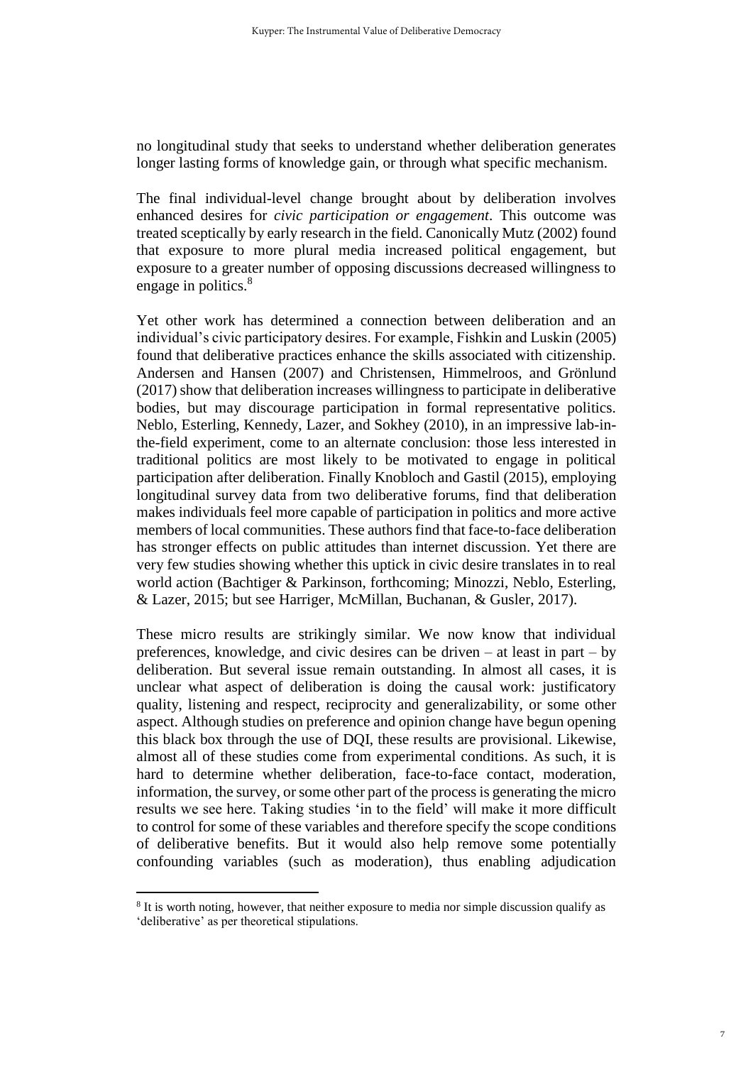no longitudinal study that seeks to understand whether deliberation generates longer lasting forms of knowledge gain, or through what specific mechanism.

The final individual-level change brought about by deliberation involves enhanced desires for *civic participation or engagement*. This outcome was treated sceptically by early research in the field. Canonically Mutz (2002) found that exposure to more plural media increased political engagement, but exposure to a greater number of opposing discussions decreased willingness to engage in politics.[8]

Yet other work has determined a connection between deliberation and an individual's civic participatory desires. For example, Fishkin and Luskin (2005) found that deliberative practices enhance the skills associated with citizenship. Andersen and Hansen (2007) and Christensen, Himmelroos, and Grönlund (2017) show that deliberation increases willingness to participate in deliberative bodies, but may discourage participation in formal representative politics. Neblo, Esterling, Kennedy, Lazer, and Sokhey (2010), in an impressive lab-in-the-field experiment, come to an alternate conclusion: those less interested in traditional politics are most likely to be motivated to engage in political participation after deliberation. Finally Knobloch and Gastil (2015), employing longitudinal survey data from two deliberative forums, find that deliberation makes individuals feel more capable of participation in politics and more active members of local communities. These authors find that face-to-face deliberation has stronger effects on public attitudes than internet discussion. Yet there are very few studies showing whether this uptick in civic desire translates in to real world action (Bachtiger & Parkinson, forthcoming; Minozzi, Neblo, Esterling, & Lazer, 2015; but see Harriger, McMillan, Buchanan, & Gusler, 2017).

These micro results are strikingly similar. We now know that individual preferences, knowledge, and civic desires can be driven – at least in part – by deliberation. But several issue remain outstanding. In almost all cases, it is unclear what aspect of deliberation is doing the causal work: justificatory quality, listening and respect, reciprocity and generalizability, or some other aspect. Although studies on preference and opinion change have begun opening this black box through the use of DQI, these results are provisional. Likewise, almost all of these studies come from experimental conditions. As such, it is hard to determine whether deliberation, face-to-face contact, moderation, information, the survey, or some other part of the process is generating the micro results we see here. Taking studies 'in to the field' will make it more difficult to control for some of these variables and therefore specify the scope conditions of deliberative benefits. But it would also help remove some potentially confounding variables (such as moderation), thus enabling adjudication

[8] It is worth noting, however, that neither exposure to media nor simple discussion qualify as 'deliberative' as per theoretical stipulations.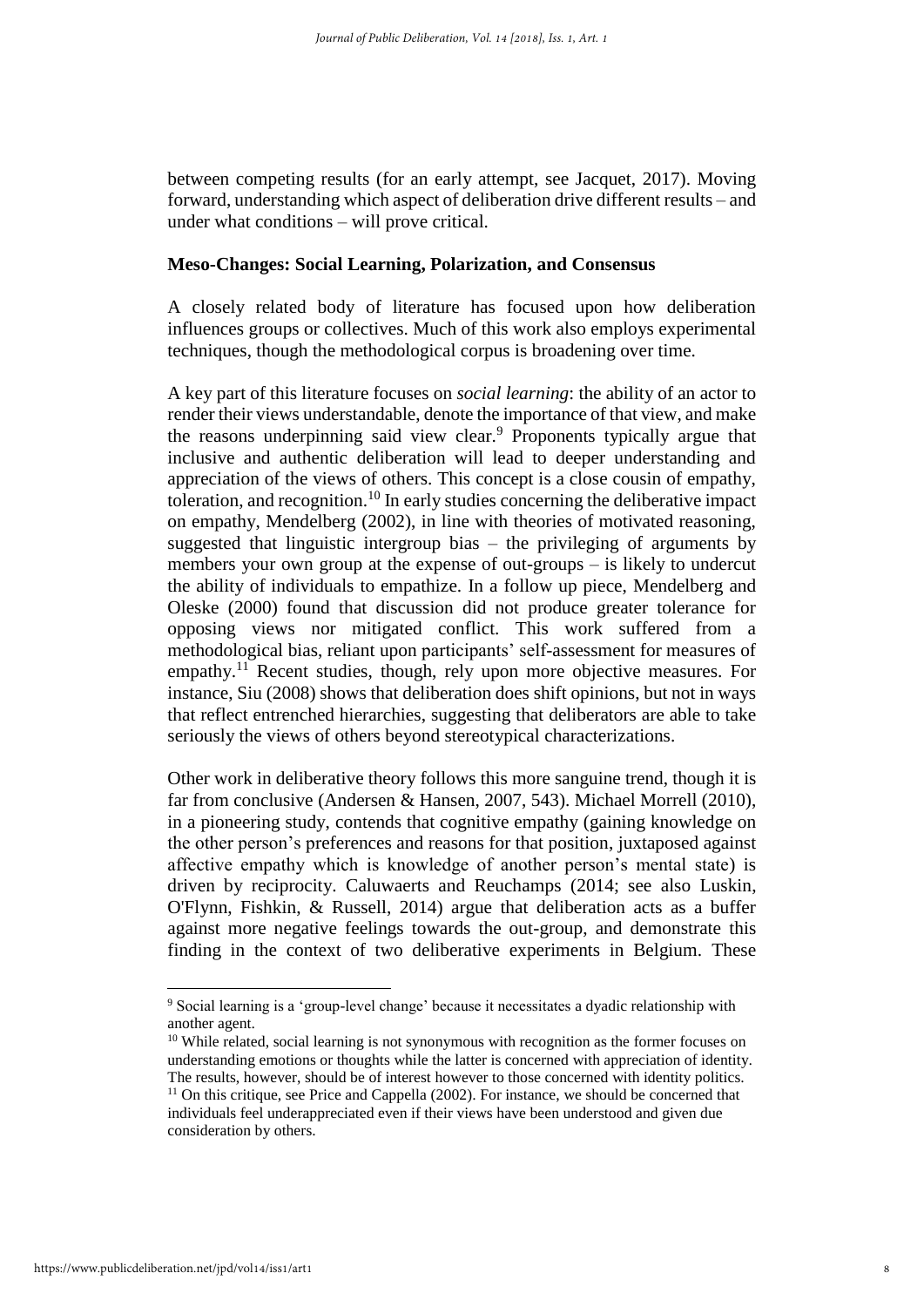between competing results (for an early attempt, see Jacquet, 2017). Moving forward, understanding which aspect of deliberation drive different results – and under what conditions – will prove critical.

### Meso-Changes: Social Learning, Polarization, and Consensus

A closely related body of literature has focused upon how deliberation influences groups or collectives. Much of this work also employs experimental techniques, though the methodological corpus is broadening over time.

A key part of this literature focuses on *social learning*: the ability of an actor to render their views understandable, denote the importance of that view, and make the reasons underpinning said view clear.[9] Proponents typically argue that inclusive and authentic deliberation will lead to deeper understanding and appreciation of the views of others. This concept is a close cousin of empathy, toleration, and recognition.[10] In early studies concerning the deliberative impact on empathy, Mendelberg (2002), in line with theories of motivated reasoning, suggested that linguistic intergroup bias – the privileging of arguments by members your own group at the expense of out-groups – is likely to undercut the ability of individuals to empathize. In a follow up piece, Mendelberg and Oleske (2000) found that discussion did not produce greater tolerance for opposing views nor mitigated conflict. This work suffered from a methodological bias, reliant upon participants' self-assessment for measures of empathy.[11] Recent studies, though, rely upon more objective measures. For instance, Siu (2008) shows that deliberation does shift opinions, but not in ways that reflect entrenched hierarchies, suggesting that deliberators are able to take seriously the views of others beyond stereotypical characterizations.

Other work in deliberative theory follows this more sanguine trend, though it is far from conclusive (Andersen & Hansen, 2007, 543). Michael Morrell (2010), in a pioneering study, contends that cognitive empathy (gaining knowledge on the other person's preferences and reasons for that position, juxtaposed against affective empathy which is knowledge of another person's mental state) is driven by reciprocity. Caluwaerts and Reuchamps (2014; see also Luskin, O'Flynn, Fishkin, & Russell, 2014) argue that deliberation acts as a buffer against more negative feelings towards the out-group, and demonstrate this finding in the context of two deliberative experiments in Belgium. These

---

[9] Social learning is a 'group-level change' because it necessitates a dyadic relationship with another agent.

[10] While related, social learning is not synonymous with recognition as the former focuses on understanding emotions or thoughts while the latter is concerned with appreciation of identity. The results, however, should be of interest however to those concerned with identity politics.

[11] On this critique, see Price and Cappella (2002). For instance, we should be concerned that individuals feel underappreciated even if their views have been understood and given due consideration by others.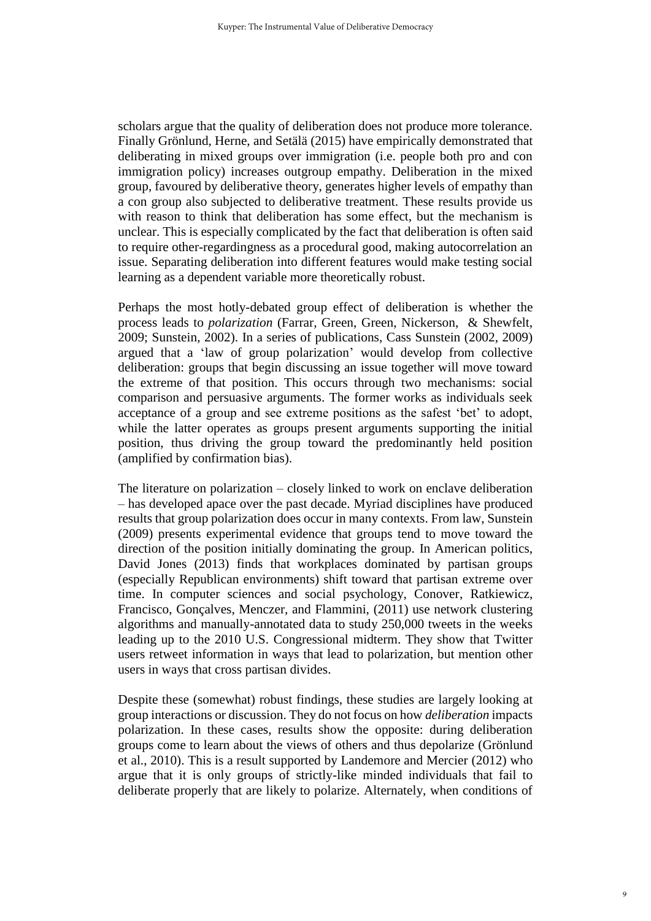scholars argue that the quality of deliberation does not produce more tolerance. Finally Grönlund, Herne, and Setälä (2015) have empirically demonstrated that deliberating in mixed groups over immigration (i.e. people both pro and con immigration policy) increases outgroup empathy. Deliberation in the mixed group, favoured by deliberative theory, generates higher levels of empathy than a con group also subjected to deliberative treatment. These results provide us with reason to think that deliberation has some effect, but the mechanism is unclear. This is especially complicated by the fact that deliberation is often said to require other-regardingness as a procedural good, making autocorrelation an issue. Separating deliberation into different features would make testing social learning as a dependent variable more theoretically robust.

Perhaps the most hotly-debated group effect of deliberation is whether the process leads to *polarization* (Farrar, Green, Green, Nickerson, & Shewfelt, 2009; Sunstein, 2002). In a series of publications, Cass Sunstein (2002, 2009) argued that a 'law of group polarization' would develop from collective deliberation: groups that begin discussing an issue together will move toward the extreme of that position. This occurs through two mechanisms: social comparison and persuasive arguments. The former works as individuals seek acceptance of a group and see extreme positions as the safest 'bet' to adopt, while the latter operates as groups present arguments supporting the initial position, thus driving the group toward the predominantly held position (amplified by confirmation bias).

The literature on polarization – closely linked to work on enclave deliberation – has developed apace over the past decade. Myriad disciplines have produced results that group polarization does occur in many contexts. From law, Sunstein (2009) presents experimental evidence that groups tend to move toward the direction of the position initially dominating the group. In American politics, David Jones (2013) finds that workplaces dominated by partisan groups (especially Republican environments) shift toward that partisan extreme over time. In computer sciences and social psychology, Conover, Ratkiewicz, Francisco, Gonçalves, Menczer, and Flammini, (2011) use network clustering algorithms and manually-annotated data to study 250,000 tweets in the weeks leading up to the 2010 U.S. Congressional midterm. They show that Twitter users retweet information in ways that lead to polarization, but mention other users in ways that cross partisan divides.

Despite these (somewhat) robust findings, these studies are largely looking at group interactions or discussion. They do not focus on how *deliberation* impacts polarization. In these cases, results show the opposite: during deliberation groups come to learn about the views of others and thus depolarize (Grönlund et al., 2010). This is a result supported by Landemore and Mercier (2012) who argue that it is only groups of strictly-like minded individuals that fail to deliberate properly that are likely to polarize. Alternately, when conditions of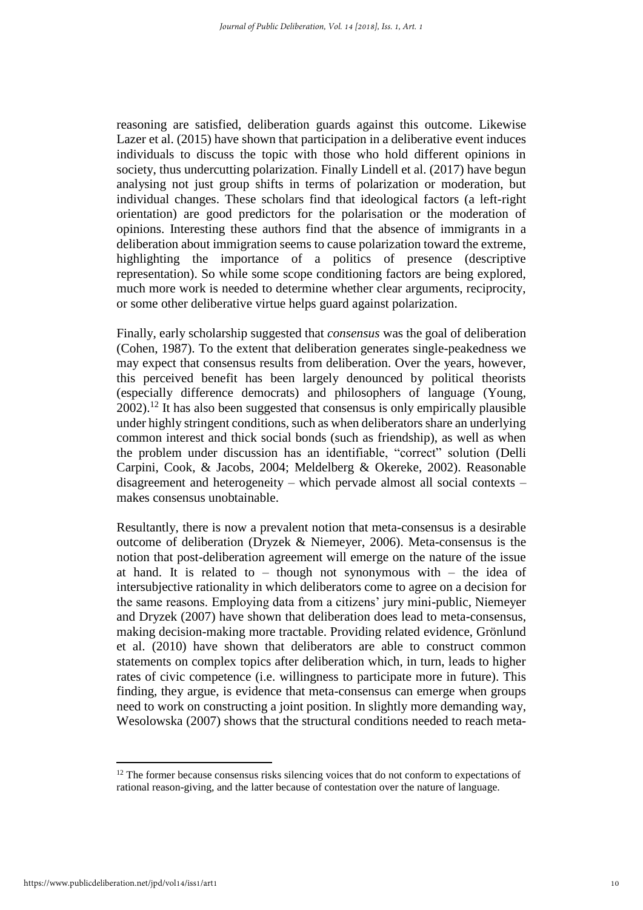reasoning are satisfied, deliberation guards against this outcome. Likewise Lazer et al. (2015) have shown that participation in a deliberative event induces individuals to discuss the topic with those who hold different opinions in society, thus undercutting polarization. Finally Lindell et al. (2017) have begun analysing not just group shifts in terms of polarization or moderation, but individual changes. These scholars find that ideological factors (a left-right orientation) are good predictors for the polarisation or the moderation of opinions. Interesting these authors find that the absence of immigrants in a deliberation about immigration seems to cause polarization toward the extreme, highlighting the importance of a politics of presence (descriptive representation). So while some scope conditioning factors are being explored, much more work is needed to determine whether clear arguments, reciprocity, or some other deliberative virtue helps guard against polarization.

Finally, early scholarship suggested that *consensus* was the goal of deliberation (Cohen, 1987). To the extent that deliberation generates single-peakedness we may expect that consensus results from deliberation. Over the years, however, this perceived benefit has been largely denounced by political theorists (especially difference democrats) and philosophers of language (Young, 2002).[12] It has also been suggested that consensus is only empirically plausible under highly stringent conditions, such as when deliberators share an underlying common interest and thick social bonds (such as friendship), as well as when the problem under discussion has an identifiable, "correct" solution (Delli Carpini, Cook, & Jacobs, 2004; Meldelberg & Okereke, 2002). Reasonable disagreement and heterogeneity – which pervade almost all social contexts – makes consensus unobtainable.

Resultantly, there is now a prevalent notion that meta-consensus is a desirable outcome of deliberation (Dryzek & Niemeyer, 2006). Meta-consensus is the notion that post-deliberation agreement will emerge on the nature of the issue at hand. It is related to – though not synonymous with – the idea of intersubjective rationality in which deliberators come to agree on a decision for the same reasons. Employing data from a citizens' jury mini-public, Niemeyer and Dryzek (2007) have shown that deliberation does lead to meta-consensus, making decision-making more tractable. Providing related evidence, Grönlund et al. (2010) have shown that deliberators are able to construct common statements on complex topics after deliberation which, in turn, leads to higher rates of civic competence (i.e. willingness to participate more in future). This finding, they argue, is evidence that meta-consensus can emerge when groups need to work on constructing a joint position. In slightly more demanding way, Wesolowska (2007) shows that the structural conditions needed to reach meta-

[12] The former because consensus risks silencing voices that do not conform to expectations of rational reason-giving, and the latter because of contestation over the nature of language.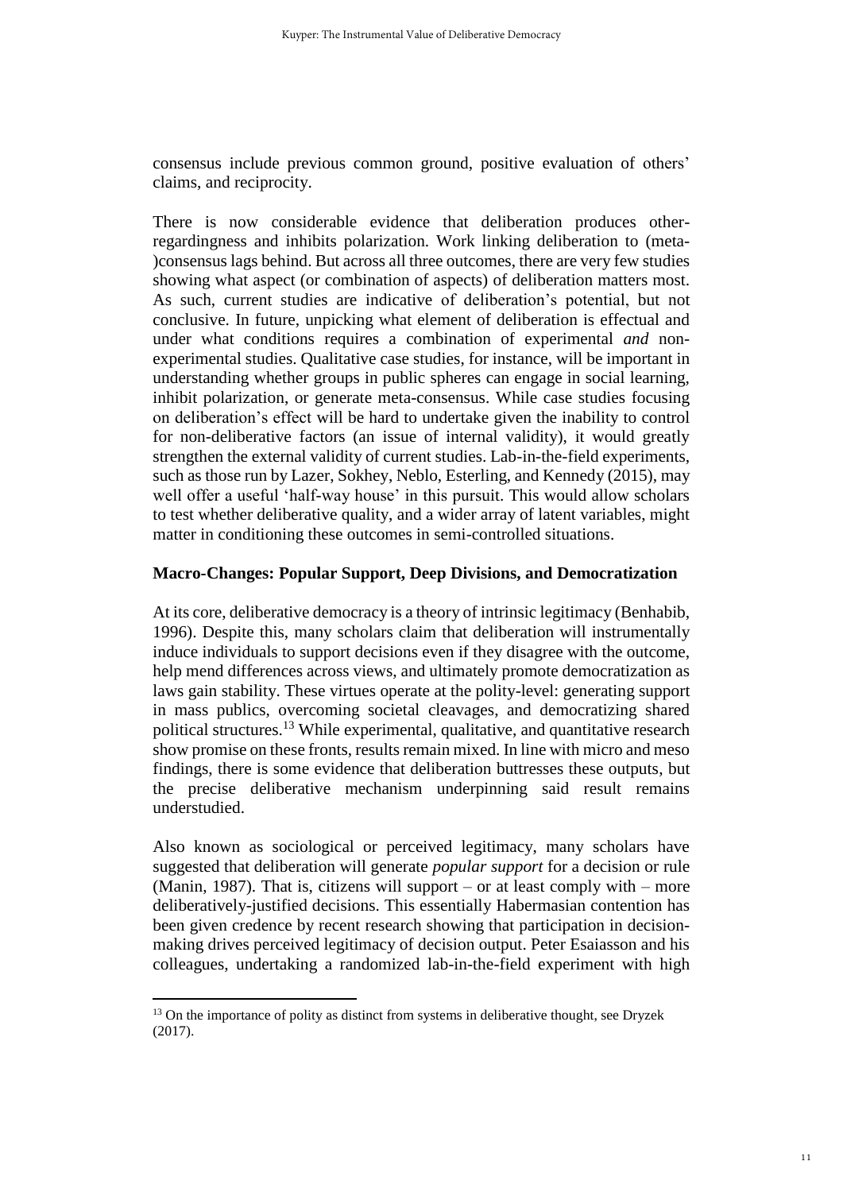consensus include previous common ground, positive evaluation of others' claims, and reciprocity.

There is now considerable evidence that deliberation produces other-regardingness and inhibits polarization. Work linking deliberation to (meta-)consensus lags behind. But across all three outcomes, there are very few studies showing what aspect (or combination of aspects) of deliberation matters most. As such, current studies are indicative of deliberation's potential, but not conclusive. In future, unpicking what element of deliberation is effectual and under what conditions requires a combination of experimental *and* non-experimental studies. Qualitative case studies, for instance, will be important in understanding whether groups in public spheres can engage in social learning, inhibit polarization, or generate meta-consensus. While case studies focusing on deliberation's effect will be hard to undertake given the inability to control for non-deliberative factors (an issue of internal validity), it would greatly strengthen the external validity of current studies. Lab-in-the-field experiments, such as those run by Lazer, Sokhey, Neblo, Esterling, and Kennedy (2015), may well offer a useful 'half-way house' in this pursuit. This would allow scholars to test whether deliberative quality, and a wider array of latent variables, might matter in conditioning these outcomes in semi-controlled situations.

**Macro-Changes: Popular Support, Deep Divisions, and Democratization**

At its core, deliberative democracy is a theory of intrinsic legitimacy (Benhabib, 1996). Despite this, many scholars claim that deliberation will instrumentally induce individuals to support decisions even if they disagree with the outcome, help mend differences across views, and ultimately promote democratization as laws gain stability. These virtues operate at the polity-level: generating support in mass publics, overcoming societal cleavages, and democratizing shared political structures.[13] While experimental, qualitative, and quantitative research show promise on these fronts, results remain mixed. In line with micro and meso findings, there is some evidence that deliberation buttresses these outputs, but the precise deliberative mechanism underpinning said result remains understudied.

Also known as sociological or perceived legitimacy, many scholars have suggested that deliberation will generate *popular support* for a decision or rule (Manin, 1987). That is, citizens will support – or at least comply with – more deliberatively-justified decisions. This essentially Habermasian contention has been given credence by recent research showing that participation in decision-making drives perceived legitimacy of decision output. Peter Esaiasson and his colleagues, undertaking a randomized lab-in-the-field experiment with high

[13] On the importance of polity as distinct from systems in deliberative thought, see Dryzek (2017).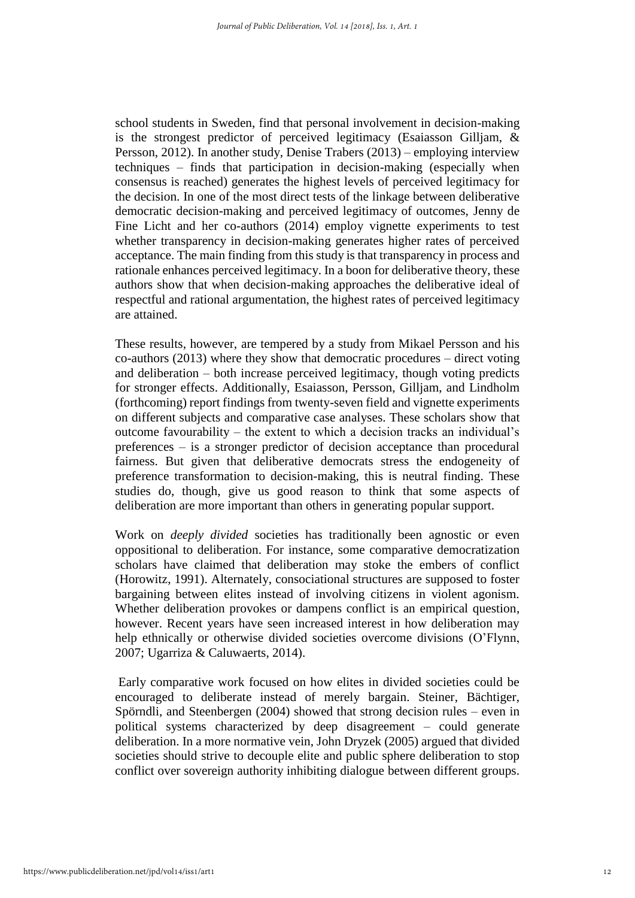school students in Sweden, find that personal involvement in decision-making is the strongest predictor of perceived legitimacy (Esaiasson Gilljam, & Persson, 2012). In another study, Denise Trabers (2013) – employing interview techniques – finds that participation in decision-making (especially when consensus is reached) generates the highest levels of perceived legitimacy for the decision. In one of the most direct tests of the linkage between deliberative democratic decision-making and perceived legitimacy of outcomes, Jenny de Fine Licht and her co-authors (2014) employ vignette experiments to test whether transparency in decision-making generates higher rates of perceived acceptance. The main finding from this study is that transparency in process and rationale enhances perceived legitimacy. In a boon for deliberative theory, these authors show that when decision-making approaches the deliberative ideal of respectful and rational argumentation, the highest rates of perceived legitimacy are attained.

These results, however, are tempered by a study from Mikael Persson and his co-authors (2013) where they show that democratic procedures – direct voting and deliberation – both increase perceived legitimacy, though voting predicts for stronger effects. Additionally, Esaiasson, Persson, Gilljam, and Lindholm (forthcoming) report findings from twenty-seven field and vignette experiments on different subjects and comparative case analyses. These scholars show that outcome favourability – the extent to which a decision tracks an individual's preferences – is a stronger predictor of decision acceptance than procedural fairness. But given that deliberative democrats stress the endogeneity of preference transformation to decision-making, this is neutral finding. These studies do, though, give us good reason to think that some aspects of deliberation are more important than others in generating popular support.

Work on *deeply divided* societies has traditionally been agnostic or even oppositional to deliberation. For instance, some comparative democratization scholars have claimed that deliberation may stoke the embers of conflict (Horowitz, 1991). Alternately, consociational structures are supposed to foster bargaining between elites instead of involving citizens in violent agonism. Whether deliberation provokes or dampens conflict is an empirical question, however. Recent years have seen increased interest in how deliberation may help ethnically or otherwise divided societies overcome divisions (O'Flynn, 2007; Ugarriza & Caluwaerts, 2014).

Early comparative work focused on how elites in divided societies could be encouraged to deliberate instead of merely bargain. Steiner, Bächtiger, Spörndli, and Steenbergen (2004) showed that strong decision rules – even in political systems characterized by deep disagreement – could generate deliberation. In a more normative vein, John Dryzek (2005) argued that divided societies should strive to decouple elite and public sphere deliberation to stop conflict over sovereign authority inhibiting dialogue between different groups.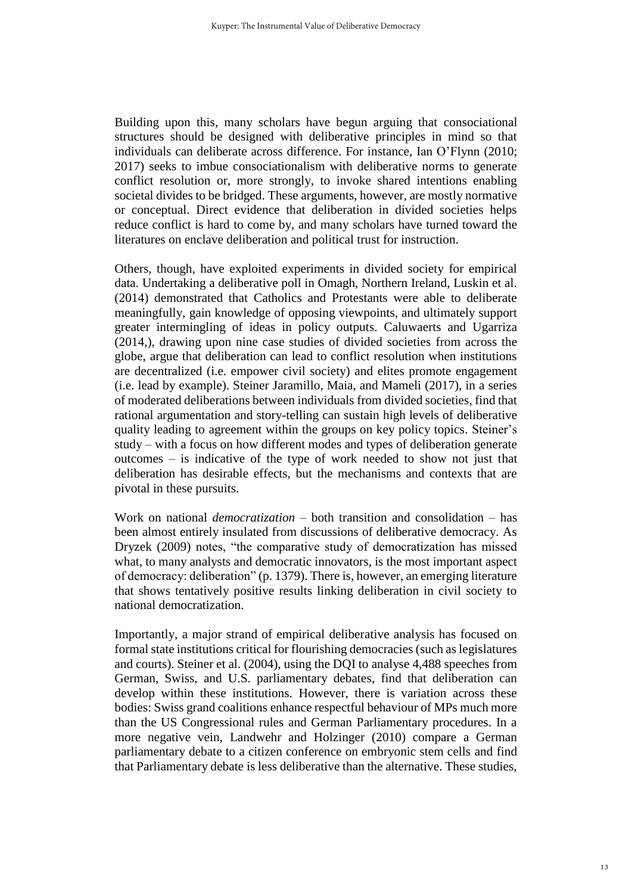Building upon this, many scholars have begun arguing that consociational structures should be designed with deliberative principles in mind so that individuals can deliberate across difference. For instance, Ian O'Flynn (2010; 2017) seeks to imbue consociationalism with deliberative norms to generate conflict resolution or, more strongly, to invoke shared intentions enabling societal divides to be bridged. These arguments, however, are mostly normative or conceptual. Direct evidence that deliberation in divided societies helps reduce conflict is hard to come by, and many scholars have turned toward the literatures on enclave deliberation and political trust for instruction.

Others, though, have exploited experiments in divided society for empirical data. Undertaking a deliberative poll in Omagh, Northern Ireland, Luskin et al. (2014) demonstrated that Catholics and Protestants were able to deliberate meaningfully, gain knowledge of opposing viewpoints, and ultimately support greater intermingling of ideas in policy outputs. Caluwaerts and Ugarriza (2014,), drawing upon nine case studies of divided societies from across the globe, argue that deliberation can lead to conflict resolution when institutions are decentralized (i.e. empower civil society) and elites promote engagement (i.e. lead by example). Steiner Jaramillo, Maia, and Mameli (2017), in a series of moderated deliberations between individuals from divided societies, find that rational argumentation and story-telling can sustain high levels of deliberative quality leading to agreement within the groups on key policy topics. Steiner's study – with a focus on how different modes and types of deliberation generate outcomes – is indicative of the type of work needed to show not just that deliberation has desirable effects, but the mechanisms and contexts that are pivotal in these pursuits.

Work on national *democratization* – both transition and consolidation – has been almost entirely insulated from discussions of deliberative democracy. As Dryzek (2009) notes, "the comparative study of democratization has missed what, to many analysts and democratic innovators, is the most important aspect of democracy: deliberation" (p. 1379). There is, however, an emerging literature that shows tentatively positive results linking deliberation in civil society to national democratization.

Importantly, a major strand of empirical deliberative analysis has focused on formal state institutions critical for flourishing democracies (such as legislatures and courts). Steiner et al. (2004), using the DQI to analyse 4,488 speeches from German, Swiss, and U.S. parliamentary debates, find that deliberation can develop within these institutions. However, there is variation across these bodies: Swiss grand coalitions enhance respectful behaviour of MPs much more than the US Congressional rules and German Parliamentary procedures. In a more negative vein, Landwehr and Holzinger (2010) compare a German parliamentary debate to a citizen conference on embryonic stem cells and find that Parliamentary debate is less deliberative than the alternative. These studies,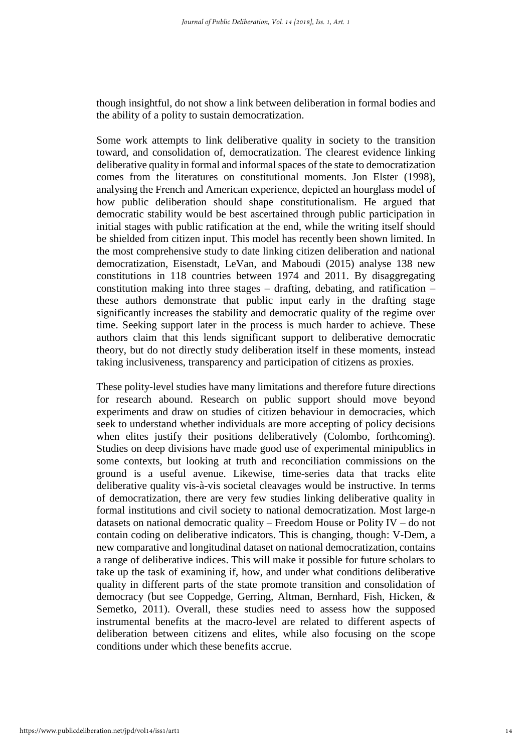though insightful, do not show a link between deliberation in formal bodies and the ability of a polity to sustain democratization.

Some work attempts to link deliberative quality in society to the transition toward, and consolidation of, democratization. The clearest evidence linking deliberative quality in formal and informal spaces of the state to democratization comes from the literatures on constitutional moments. Jon Elster (1998), analysing the French and American experience, depicted an hourglass model of how public deliberation should shape constitutionalism. He argued that democratic stability would be best ascertained through public participation in initial stages with public ratification at the end, while the writing itself should be shielded from citizen input. This model has recently been shown limited. In the most comprehensive study to date linking citizen deliberation and national democratization, Eisenstadt, LeVan, and Maboudi (2015) analyse 138 new constitutions in 118 countries between 1974 and 2011. By disaggregating constitution making into three stages – drafting, debating, and ratification – these authors demonstrate that public input early in the drafting stage significantly increases the stability and democratic quality of the regime over time. Seeking support later in the process is much harder to achieve. These authors claim that this lends significant support to deliberative democratic theory, but do not directly study deliberation itself in these moments, instead taking inclusiveness, transparency and participation of citizens as proxies.

These polity-level studies have many limitations and therefore future directions for research abound. Research on public support should move beyond experiments and draw on studies of citizen behaviour in democracies, which seek to understand whether individuals are more accepting of policy decisions when elites justify their positions deliberatively (Colombo, forthcoming). Studies on deep divisions have made good use of experimental minipublics in some contexts, but looking at truth and reconciliation commissions on the ground is a useful avenue. Likewise, time-series data that tracks elite deliberative quality vis-à-vis societal cleavages would be instructive. In terms of democratization, there are very few studies linking deliberative quality in formal institutions and civil society to national democratization. Most large-n datasets on national democratic quality – Freedom House or Polity IV – do not contain coding on deliberative indicators. This is changing, though: V-Dem, a new comparative and longitudinal dataset on national democratization, contains a range of deliberative indices. This will make it possible for future scholars to take up the task of examining if, how, and under what conditions deliberative quality in different parts of the state promote transition and consolidation of democracy (but see Coppedge, Gerring, Altman, Bernhard, Fish, Hicken, & Semetko, 2011). Overall, these studies need to assess how the supposed instrumental benefits at the macro-level are related to different aspects of deliberation between citizens and elites, while also focusing on the scope conditions under which these benefits accrue.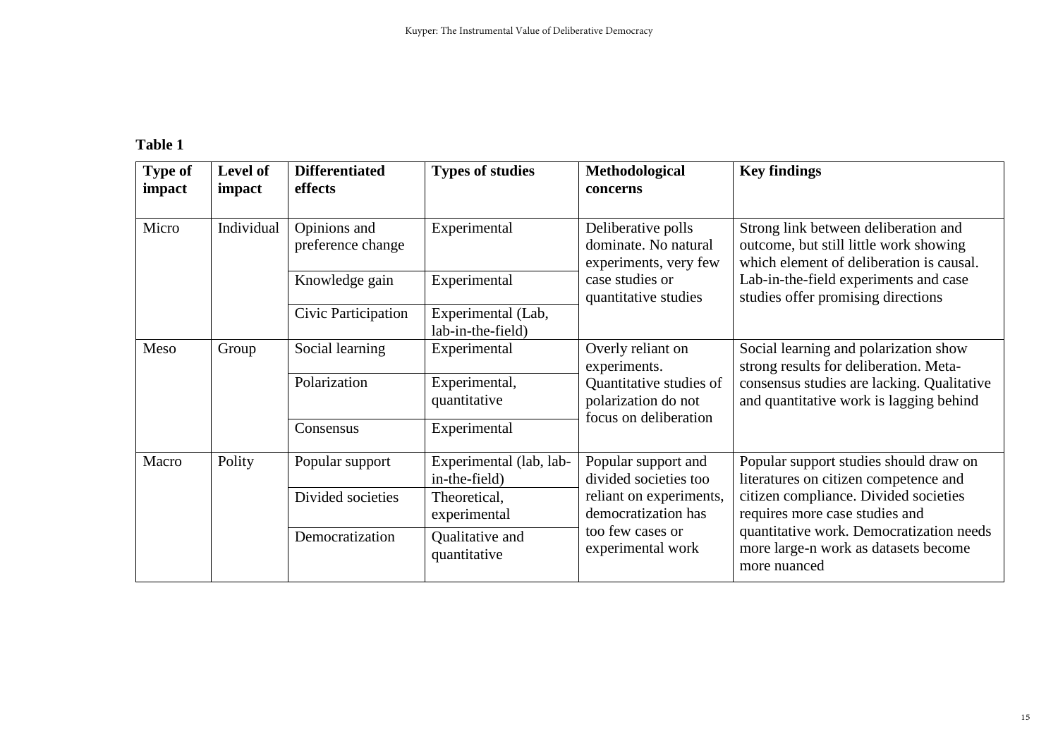**Table 1**

| Type of impact | Level of impact | Differentiated effects | Types of studies | Methodological concerns | Key findings |
|---|---|---|---|---|---|
| Micro | Individual | Opinions and preference change | Experimental | Deliberative polls dominate. No natural experiments, very few case studies or quantitative studies | Strong link between deliberation and outcome, but still little work showing which element of deliberation is causal. Lab-in-the-field experiments and case studies offer promising directions |
| | | Knowledge gain | Experimental | | |
| | | Civic Participation | Experimental (Lab, lab-in-the-field) | | |
| Meso | Group | Social learning | Experimental | Overly reliant on experiments. Quantitative studies of polarization do not focus on deliberation | Social learning and polarization show strong results for deliberation. Meta-consensus studies are lacking. Qualitative and quantitative work is lagging behind |
| | | Polarization | Experimental, quantitative | | |
| | | Consensus | Experimental | | |
| Macro | Polity | Popular support | Experimental (lab, lab-in-the-field) | Popular support and divided societies too reliant on experiments, democratization has too few cases or experimental work | Popular support studies should draw on literatures on citizen competence and citizen compliance. Divided societies requires more case studies and quantitative work. Democratization needs more large-n work as datasets become more nuanced |
| | | Divided societies | Theoretical, experimental | | |
| | | Democratization | Qualitative and quantitative | | |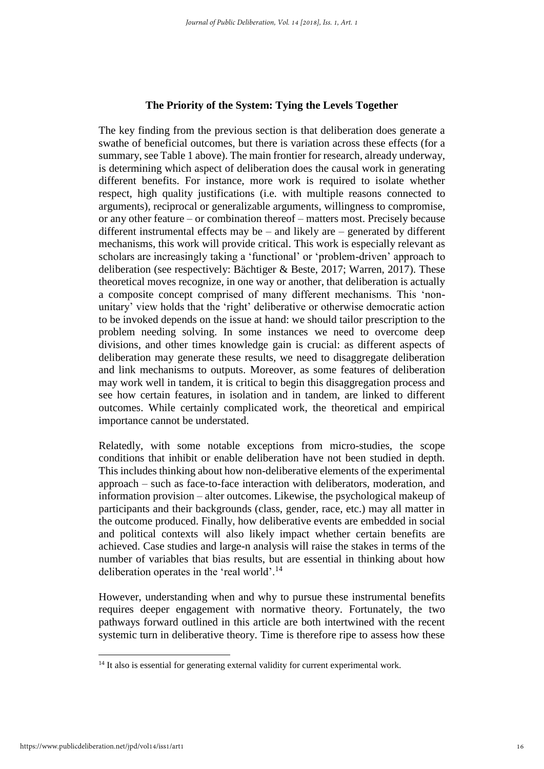## The Priority of the System: Tying the Levels Together

The key finding from the previous section is that deliberation does generate a swathe of beneficial outcomes, but there is variation across these effects (for a summary, see Table 1 above). The main frontier for research, already underway, is determining which aspect of deliberation does the causal work in generating different benefits. For instance, more work is required to isolate whether respect, high quality justifications (i.e. with multiple reasons connected to arguments), reciprocal or generalizable arguments, willingness to compromise, or any other feature – or combination thereof – matters most. Precisely because different instrumental effects may be – and likely are – generated by different mechanisms, this work will provide critical. This work is especially relevant as scholars are increasingly taking a 'functional' or 'problem-driven' approach to deliberation (see respectively: Bächtiger & Beste, 2017; Warren, 2017). These theoretical moves recognize, in one way or another, that deliberation is actually a composite concept comprised of many different mechanisms. This 'non-unitary' view holds that the 'right' deliberative or otherwise democratic action to be invoked depends on the issue at hand: we should tailor prescription to the problem needing solving. In some instances we need to overcome deep divisions, and other times knowledge gain is crucial: as different aspects of deliberation may generate these results, we need to disaggregate deliberation and link mechanisms to outputs. Moreover, as some features of deliberation may work well in tandem, it is critical to begin this disaggregation process and see how certain features, in isolation and in tandem, are linked to different outcomes. While certainly complicated work, the theoretical and empirical importance cannot be understated.

Relatedly, with some notable exceptions from micro-studies, the scope conditions that inhibit or enable deliberation have not been studied in depth. This includes thinking about how non-deliberative elements of the experimental approach – such as face-to-face interaction with deliberators, moderation, and information provision – alter outcomes. Likewise, the psychological makeup of participants and their backgrounds (class, gender, race, etc.) may all matter in the outcome produced. Finally, how deliberative events are embedded in social and political contexts will also likely impact whether certain benefits are achieved. Case studies and large-n analysis will raise the stakes in terms of the number of variables that bias results, but are essential in thinking about how deliberation operates in the 'real world'.[14]

However, understanding when and why to pursue these instrumental benefits requires deeper engagement with normative theory. Fortunately, the two pathways forward outlined in this article are both intertwined with the recent systemic turn in deliberative theory. Time is therefore ripe to assess how these

[14] It also is essential for generating external validity for current experimental work.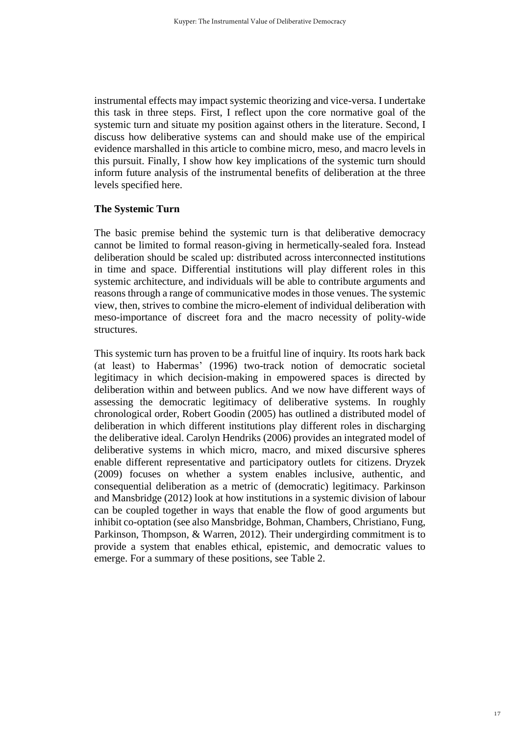instrumental effects may impact systemic theorizing and vice-versa. I undertake this task in three steps. First, I reflect upon the core normative goal of the systemic turn and situate my position against others in the literature. Second, I discuss how deliberative systems can and should make use of the empirical evidence marshalled in this article to combine micro, meso, and macro levels in this pursuit. Finally, I show how key implications of the systemic turn should inform future analysis of the instrumental benefits of deliberation at the three levels specified here.

### The Systemic Turn

The basic premise behind the systemic turn is that deliberative democracy cannot be limited to formal reason-giving in hermetically-sealed fora. Instead deliberation should be scaled up: distributed across interconnected institutions in time and space. Differential institutions will play different roles in this systemic architecture, and individuals will be able to contribute arguments and reasons through a range of communicative modes in those venues. The systemic view, then, strives to combine the micro-element of individual deliberation with meso-importance of discreet fora and the macro necessity of polity-wide structures.

This systemic turn has proven to be a fruitful line of inquiry. Its roots hark back (at least) to Habermas' (1996) two-track notion of democratic societal legitimacy in which decision-making in empowered spaces is directed by deliberation within and between publics. And we now have different ways of assessing the democratic legitimacy of deliberative systems. In roughly chronological order, Robert Goodin (2005) has outlined a distributed model of deliberation in which different institutions play different roles in discharging the deliberative ideal. Carolyn Hendriks (2006) provides an integrated model of deliberative systems in which micro, macro, and mixed discursive spheres enable different representative and participatory outlets for citizens. Dryzek (2009) focuses on whether a system enables inclusive, authentic, and consequential deliberation as a metric of (democratic) legitimacy. Parkinson and Mansbridge (2012) look at how institutions in a systemic division of labour can be coupled together in ways that enable the flow of good arguments but inhibit co-optation (see also Mansbridge, Bohman, Chambers, Christiano, Fung, Parkinson, Thompson, & Warren, 2012). Their undergirding commitment is to provide a system that enables ethical, epistemic, and democratic values to emerge. For a summary of these positions, see Table 2.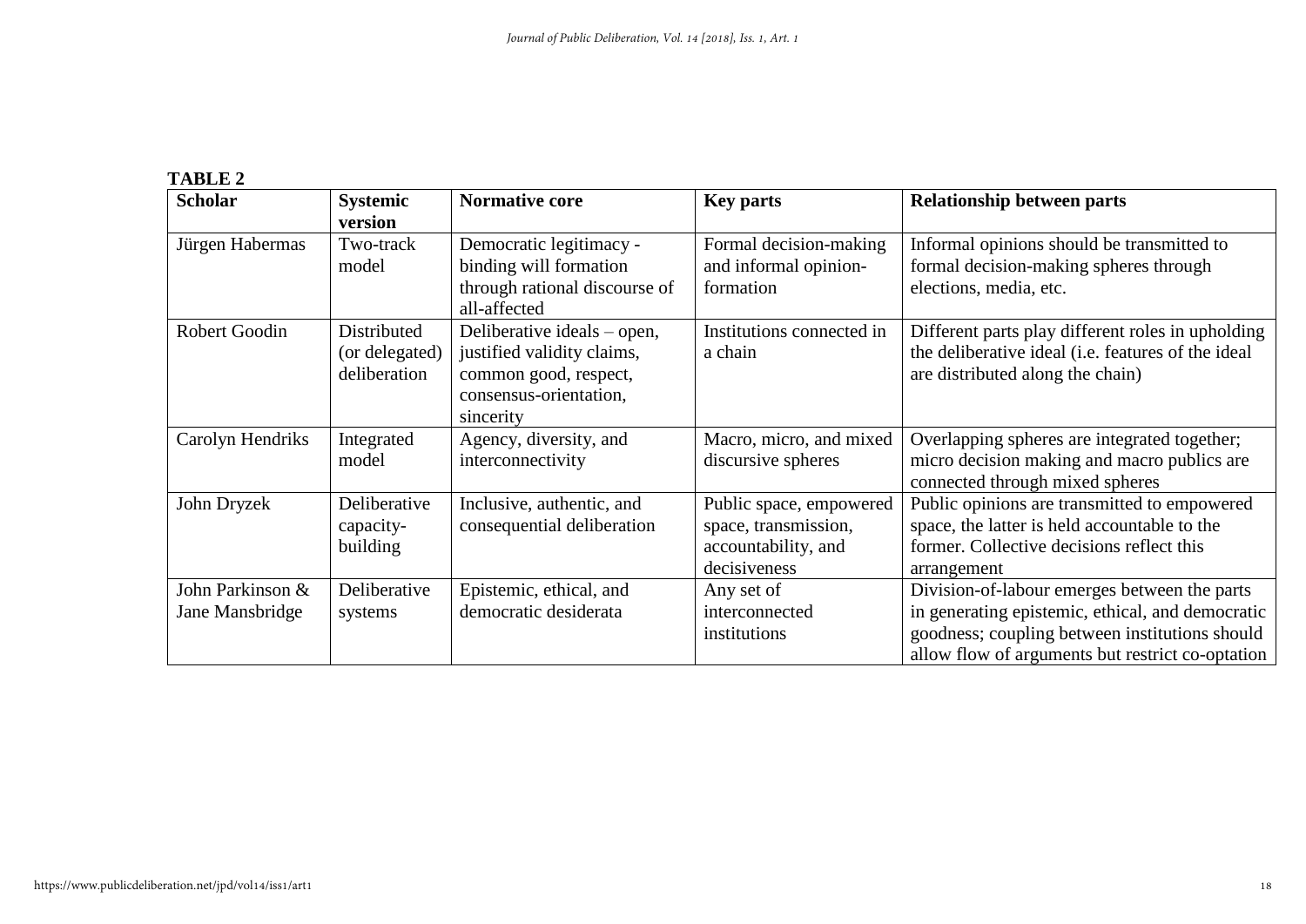**TABLE 2**

| Scholar | Systemic version | Normative core | Key parts | Relationship between parts |
|---|---|---|---|---|
| Jürgen Habermas | Two-track model | Democratic legitimacy - binding will formation through rational discourse of all-affected | Formal decision-making and informal opinion-formation | Informal opinions should be transmitted to formal decision-making spheres through elections, media, etc. |
| Robert Goodin | Distributed (or delegated) deliberation | Deliberative ideals – open, justified validity claims, common good, respect, consensus-orientation, sincerity | Institutions connected in a chain | Different parts play different roles in upholding the deliberative ideal (i.e. features of the ideal are distributed along the chain) |
| Carolyn Hendriks | Integrated model | Agency, diversity, and interconnectivity | Macro, micro, and mixed discursive spheres | Overlapping spheres are integrated together; micro decision making and macro publics are connected through mixed spheres |
| John Dryzek | Deliberative capacity-building | Inclusive, authentic, and consequential deliberation | Public space, empowered space, transmission, accountability, and decisiveness | Public opinions are transmitted to empowered space, the latter is held accountable to the former. Collective decisions reflect this arrangement |
| John Parkinson & Jane Mansbridge | Deliberative systems | Epistemic, ethical, and democratic desiderata | Any set of interconnected institutions | Division-of-labour emerges between the parts in generating epistemic, ethical, and democratic goodness; coupling between institutions should allow flow of arguments but restrict co-optation |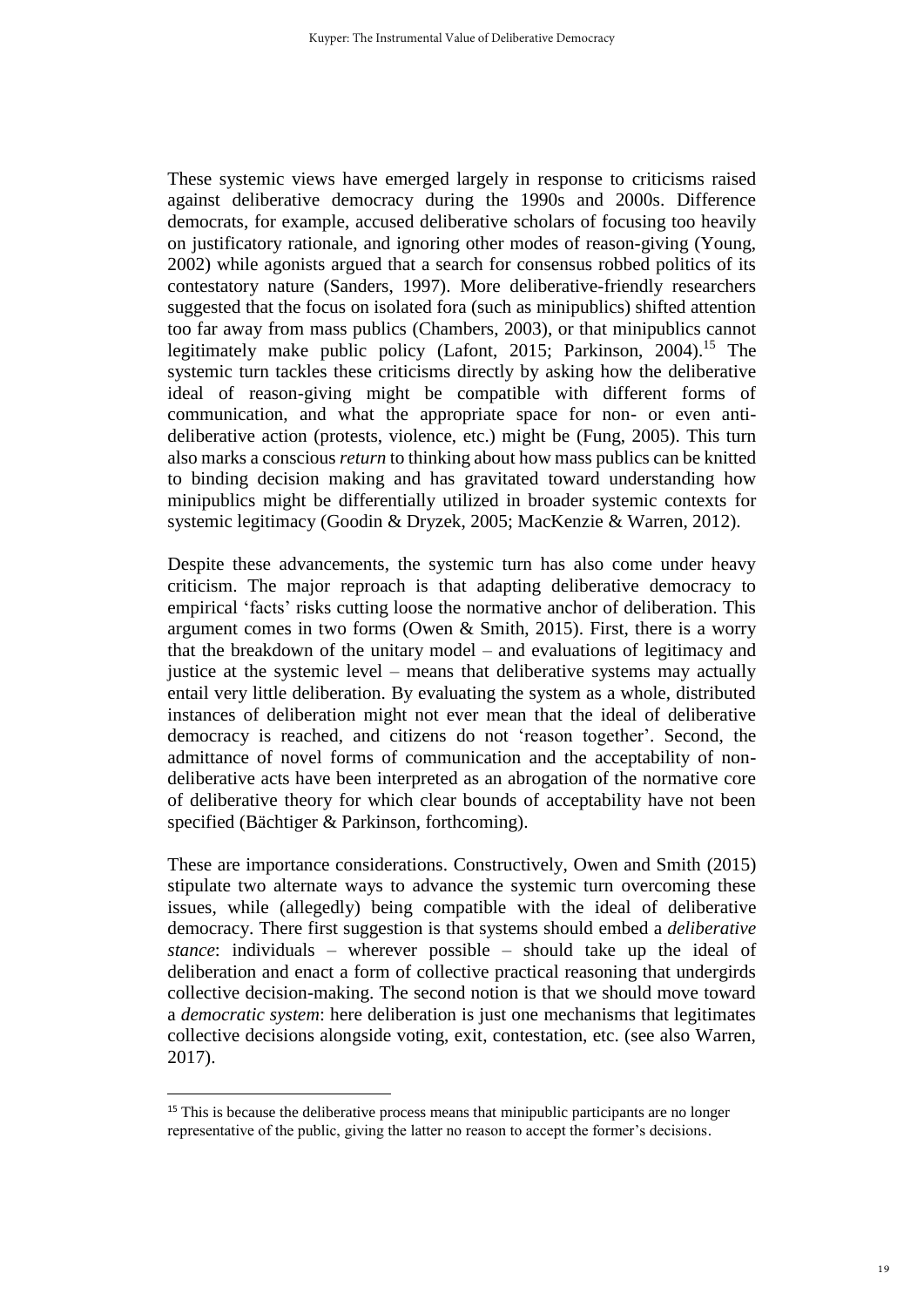These systemic views have emerged largely in response to criticisms raised against deliberative democracy during the 1990s and 2000s. Difference democrats, for example, accused deliberative scholars of focusing too heavily on justificatory rationale, and ignoring other modes of reason-giving (Young, 2002) while agonists argued that a search for consensus robbed politics of its contestatory nature (Sanders, 1997). More deliberative-friendly researchers suggested that the focus on isolated fora (such as minipublics) shifted attention too far away from mass publics (Chambers, 2003), or that minipublics cannot legitimately make public policy (Lafont, 2015; Parkinson, 2004).[15] The systemic turn tackles these criticisms directly by asking how the deliberative ideal of reason-giving might be compatible with different forms of communication, and what the appropriate space for non- or even anti-deliberative action (protests, violence, etc.) might be (Fung, 2005). This turn also marks a conscious *return* to thinking about how mass publics can be knitted to binding decision making and has gravitated toward understanding how minipublics might be differentially utilized in broader systemic contexts for systemic legitimacy (Goodin & Dryzek, 2005; MacKenzie & Warren, 2012).

Despite these advancements, the systemic turn has also come under heavy criticism. The major reproach is that adapting deliberative democracy to empirical 'facts' risks cutting loose the normative anchor of deliberation. This argument comes in two forms (Owen & Smith, 2015). First, there is a worry that the breakdown of the unitary model – and evaluations of legitimacy and justice at the systemic level – means that deliberative systems may actually entail very little deliberation. By evaluating the system as a whole, distributed instances of deliberation might not ever mean that the ideal of deliberative democracy is reached, and citizens do not 'reason together'. Second, the admittance of novel forms of communication and the acceptability of non-deliberative acts have been interpreted as an abrogation of the normative core of deliberative theory for which clear bounds of acceptability have not been specified (Bächtiger & Parkinson, forthcoming).

These are importance considerations. Constructively, Owen and Smith (2015) stipulate two alternate ways to advance the systemic turn overcoming these issues, while (allegedly) being compatible with the ideal of deliberative democracy. There first suggestion is that systems should embed a *deliberative stance*: individuals – wherever possible – should take up the ideal of deliberation and enact a form of collective practical reasoning that undergirds collective decision-making. The second notion is that we should move toward a *democratic system*: here deliberation is just one mechanisms that legitimates collective decisions alongside voting, exit, contestation, etc. (see also Warren, 2017).

[15] This is because the deliberative process means that minipublic participants are no longer representative of the public, giving the latter no reason to accept the former's decisions.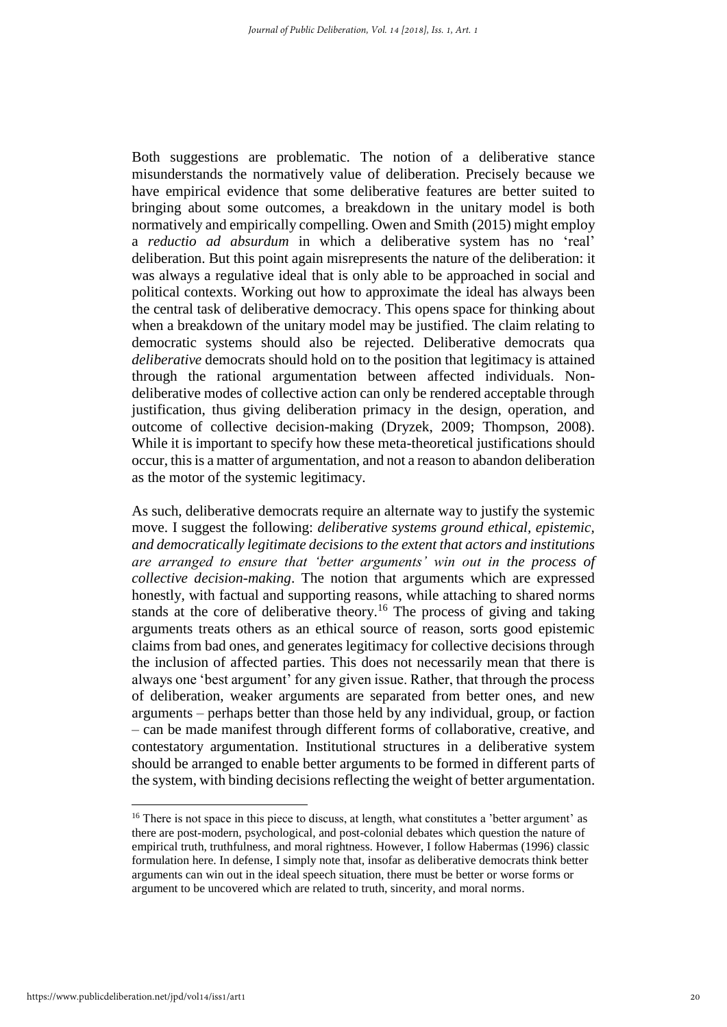Both suggestions are problematic. The notion of a deliberative stance misunderstands the normatively value of deliberation. Precisely because we have empirical evidence that some deliberative features are better suited to bringing about some outcomes, a breakdown in the unitary model is both normatively and empirically compelling. Owen and Smith (2015) might employ a *reductio ad absurdum* in which a deliberative system has no 'real' deliberation. But this point again misrepresents the nature of the deliberation: it was always a regulative ideal that is only able to be approached in social and political contexts. Working out how to approximate the ideal has always been the central task of deliberative democracy. This opens space for thinking about when a breakdown of the unitary model may be justified. The claim relating to democratic systems should also be rejected. Deliberative democrats qua *deliberative* democrats should hold on to the position that legitimacy is attained through the rational argumentation between affected individuals. Non-deliberative modes of collective action can only be rendered acceptable through justification, thus giving deliberation primacy in the design, operation, and outcome of collective decision-making (Dryzek, 2009; Thompson, 2008). While it is important to specify how these meta-theoretical justifications should occur, this is a matter of argumentation, and not a reason to abandon deliberation as the motor of the systemic legitimacy.

As such, deliberative democrats require an alternate way to justify the systemic move. I suggest the following: *deliberative systems ground ethical, epistemic, and democratically legitimate decisions to the extent that actors and institutions are arranged to ensure that 'better arguments' win out in the process of collective decision-making*. The notion that arguments which are expressed honestly, with factual and supporting reasons, while attaching to shared norms stands at the core of deliberative theory.[16] The process of giving and taking arguments treats others as an ethical source of reason, sorts good epistemic claims from bad ones, and generates legitimacy for collective decisions through the inclusion of affected parties. This does not necessarily mean that there is always one 'best argument' for any given issue. Rather, that through the process of deliberation, weaker arguments are separated from better ones, and new arguments – perhaps better than those held by any individual, group, or faction – can be made manifest through different forms of collaborative, creative, and contestatory argumentation. Institutional structures in a deliberative system should be arranged to enable better arguments to be formed in different parts of the system, with binding decisions reflecting the weight of better argumentation.

[16] There is not space in this piece to discuss, at length, what constitutes a 'better argument' as there are post-modern, psychological, and post-colonial debates which question the nature of empirical truth, truthfulness, and moral rightness. However, I follow Habermas (1996) classic formulation here. In defense, I simply note that, insofar as deliberative democrats think better arguments can win out in the ideal speech situation, there must be better or worse forms or argument to be uncovered which are related to truth, sincerity, and moral norms.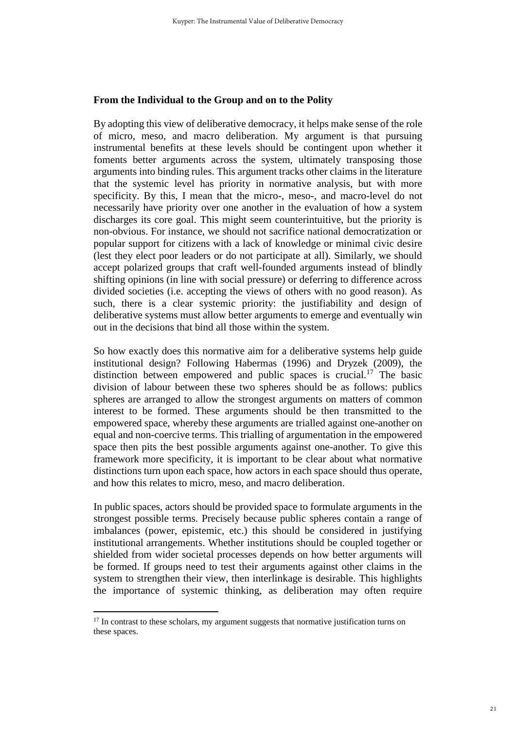### From the Individual to the Group and on to the Polity

By adopting this view of deliberative democracy, it helps make sense of the role of micro, meso, and macro deliberation. My argument is that pursuing instrumental benefits at these levels should be contingent upon whether it foments better arguments across the system, ultimately transposing those arguments into binding rules. This argument tracks other claims in the literature that the systemic level has priority in normative analysis, but with more specificity. By this, I mean that the micro-, meso-, and macro-level do not necessarily have priority over one another in the evaluation of how a system discharges its core goal. This might seem counterintuitive, but the priority is non-obvious. For instance, we should not sacrifice national democratization or popular support for citizens with a lack of knowledge or minimal civic desire (lest they elect poor leaders or do not participate at all). Similarly, we should accept polarized groups that craft well-founded arguments instead of blindly shifting opinions (in line with social pressure) or deferring to difference across divided societies (i.e. accepting the views of others with no good reason). As such, there is a clear systemic priority: the justifiability and design of deliberative systems must allow better arguments to emerge and eventually win out in the decisions that bind all those within the system.

So how exactly does this normative aim for a deliberative systems help guide institutional design? Following Habermas (1996) and Dryzek (2009), the distinction between empowered and public spaces is crucial.[17] The basic division of labour between these two spheres should be as follows: publics spheres are arranged to allow the strongest arguments on matters of common interest to be formed. These arguments should be then transmitted to the empowered space, whereby these arguments are trialled against one-another on equal and non-coercive terms. This trialling of argumentation in the empowered space then pits the best possible arguments against one-another. To give this framework more specificity, it is important to be clear about what normative distinctions turn upon each space, how actors in each space should thus operate, and how this relates to micro, meso, and macro deliberation.

In public spaces, actors should be provided space to formulate arguments in the strongest possible terms. Precisely because public spheres contain a range of imbalances (power, epistemic, etc.) this should be considered in justifying institutional arrangements. Whether institutions should be coupled together or shielded from wider societal processes depends on how better arguments will be formed. If groups need to test their arguments against other claims in the system to strengthen their view, then interlinkage is desirable. This highlights the importance of systemic thinking, as deliberation may often require

[17] In contrast to these scholars, my argument suggests that normative justification turns on these spaces.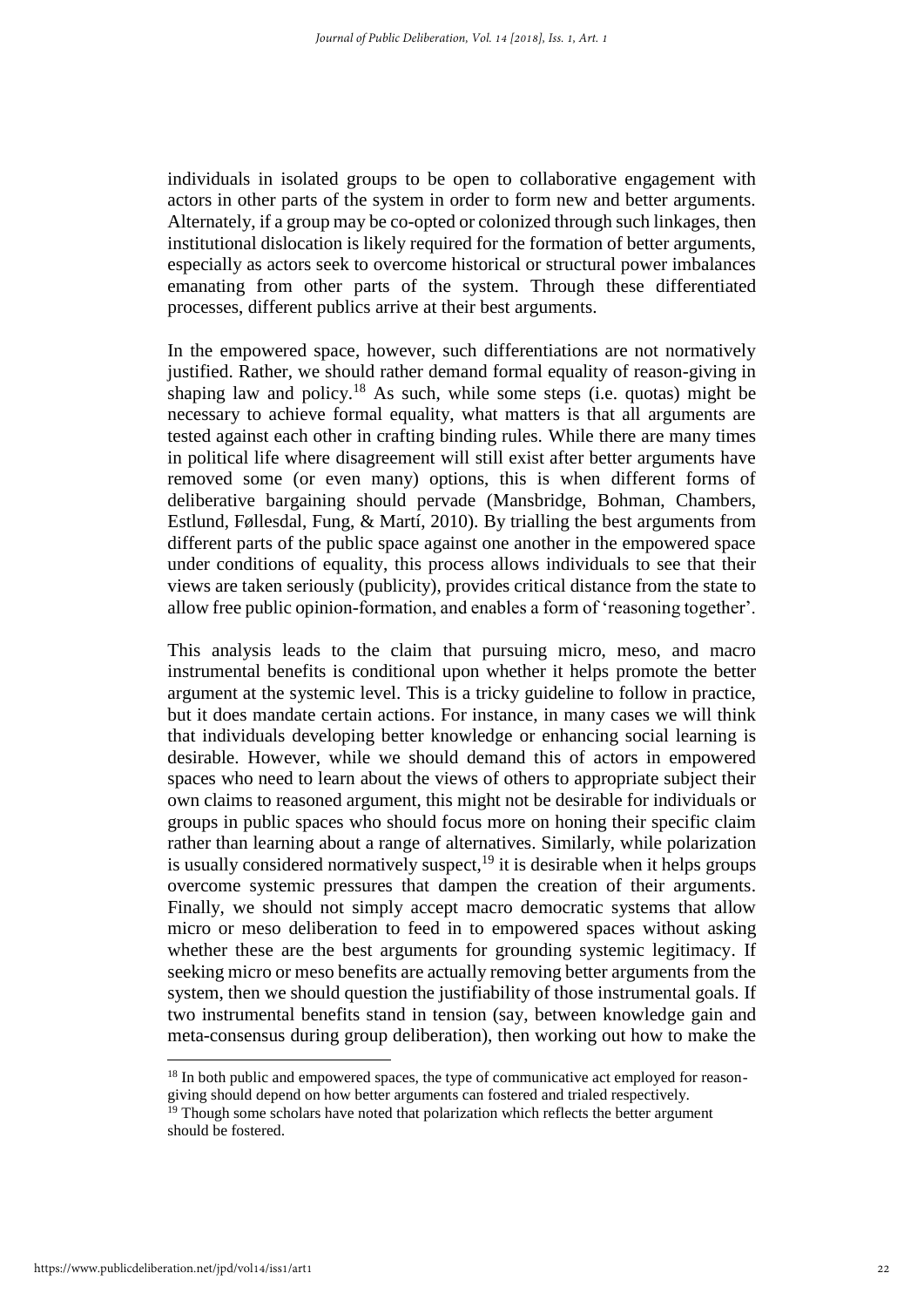individuals in isolated groups to be open to collaborative engagement with actors in other parts of the system in order to form new and better arguments. Alternately, if a group may be co-opted or colonized through such linkages, then institutional dislocation is likely required for the formation of better arguments, especially as actors seek to overcome historical or structural power imbalances emanating from other parts of the system. Through these differentiated processes, different publics arrive at their best arguments.

In the empowered space, however, such differentiations are not normatively justified. Rather, we should rather demand formal equality of reason-giving in shaping law and policy.[18] As such, while some steps (i.e. quotas) might be necessary to achieve formal equality, what matters is that all arguments are tested against each other in crafting binding rules. While there are many times in political life where disagreement will still exist after better arguments have removed some (or even many) options, this is when different forms of deliberative bargaining should pervade (Mansbridge, Bohman, Chambers, Estlund, Føllesdal, Fung, & Martí, 2010). By trialling the best arguments from different parts of the public space against one another in the empowered space under conditions of equality, this process allows individuals to see that their views are taken seriously (publicity), provides critical distance from the state to allow free public opinion-formation, and enables a form of 'reasoning together'.

This analysis leads to the claim that pursuing micro, meso, and macro instrumental benefits is conditional upon whether it helps promote the better argument at the systemic level. This is a tricky guideline to follow in practice, but it does mandate certain actions. For instance, in many cases we will think that individuals developing better knowledge or enhancing social learning is desirable. However, while we should demand this of actors in empowered spaces who need to learn about the views of others to appropriate subject their own claims to reasoned argument, this might not be desirable for individuals or groups in public spaces who should focus more on honing their specific claim rather than learning about a range of alternatives. Similarly, while polarization is usually considered normatively suspect,[19] it is desirable when it helps groups overcome systemic pressures that dampen the creation of their arguments. Finally, we should not simply accept macro democratic systems that allow micro or meso deliberation to feed in to empowered spaces without asking whether these are the best arguments for grounding systemic legitimacy. If seeking micro or meso benefits are actually removing better arguments from the system, then we should question the justifiability of those instrumental goals. If two instrumental benefits stand in tension (say, between knowledge gain and meta-consensus during group deliberation), then working out how to make the

[18] In both public and empowered spaces, the type of communicative act employed for reason-giving should depend on how better arguments can fostered and trialed respectively.

[19] Though some scholars have noted that polarization which reflects the better argument should be fostered.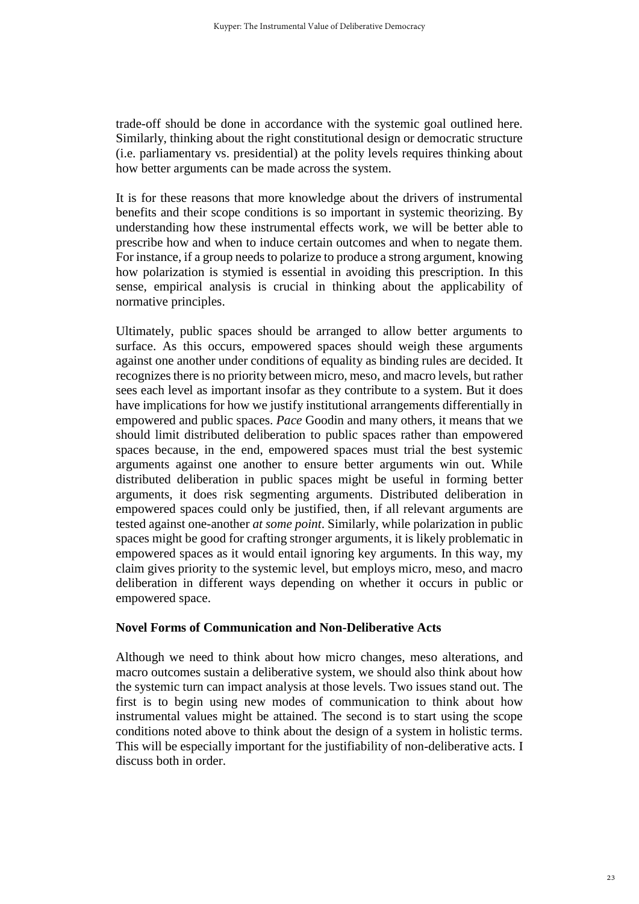trade-off should be done in accordance with the systemic goal outlined here. Similarly, thinking about the right constitutional design or democratic structure (i.e. parliamentary vs. presidential) at the polity levels requires thinking about how better arguments can be made across the system.

It is for these reasons that more knowledge about the drivers of instrumental benefits and their scope conditions is so important in systemic theorizing. By understanding how these instrumental effects work, we will be better able to prescribe how and when to induce certain outcomes and when to negate them. For instance, if a group needs to polarize to produce a strong argument, knowing how polarization is stymied is essential in avoiding this prescription. In this sense, empirical analysis is crucial in thinking about the applicability of normative principles.

Ultimately, public spaces should be arranged to allow better arguments to surface. As this occurs, empowered spaces should weigh these arguments against one another under conditions of equality as binding rules are decided. It recognizes there is no priority between micro, meso, and macro levels, but rather sees each level as important insofar as they contribute to a system. But it does have implications for how we justify institutional arrangements differentially in empowered and public spaces. *Pace* Goodin and many others, it means that we should limit distributed deliberation to public spaces rather than empowered spaces because, in the end, empowered spaces must trial the best systemic arguments against one another to ensure better arguments win out. While distributed deliberation in public spaces might be useful in forming better arguments, it does risk segmenting arguments. Distributed deliberation in empowered spaces could only be justified, then, if all relevant arguments are tested against one-another *at some point*. Similarly, while polarization in public spaces might be good for crafting stronger arguments, it is likely problematic in empowered spaces as it would entail ignoring key arguments. In this way, my claim gives priority to the systemic level, but employs micro, meso, and macro deliberation in different ways depending on whether it occurs in public or empowered space.

### Novel Forms of Communication and Non-Deliberative Acts

Although we need to think about how micro changes, meso alterations, and macro outcomes sustain a deliberative system, we should also think about how the systemic turn can impact analysis at those levels. Two issues stand out. The first is to begin using new modes of communication to think about how instrumental values might be attained. The second is to start using the scope conditions noted above to think about the design of a system in holistic terms. This will be especially important for the justifiability of non-deliberative acts. I discuss both in order.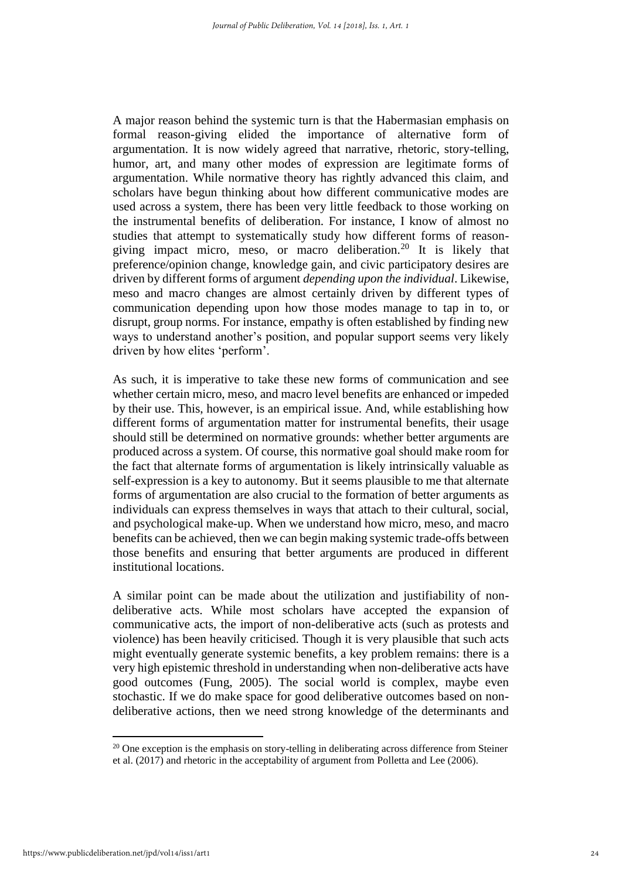A major reason behind the systemic turn is that the Habermasian emphasis on formal reason-giving elided the importance of alternative form of argumentation. It is now widely agreed that narrative, rhetoric, story-telling, humor, art, and many other modes of expression are legitimate forms of argumentation. While normative theory has rightly advanced this claim, and scholars have begun thinking about how different communicative modes are used across a system, there has been very little feedback to those working on the instrumental benefits of deliberation. For instance, I know of almost no studies that attempt to systematically study how different forms of reason-giving impact micro, meso, or macro deliberation.[20] It is likely that preference/opinion change, knowledge gain, and civic participatory desires are driven by different forms of argument *depending upon the individual*. Likewise, meso and macro changes are almost certainly driven by different types of communication depending upon how those modes manage to tap in to, or disrupt, group norms. For instance, empathy is often established by finding new ways to understand another's position, and popular support seems very likely driven by how elites 'perform'.

As such, it is imperative to take these new forms of communication and see whether certain micro, meso, and macro level benefits are enhanced or impeded by their use. This, however, is an empirical issue. And, while establishing how different forms of argumentation matter for instrumental benefits, their usage should still be determined on normative grounds: whether better arguments are produced across a system. Of course, this normative goal should make room for the fact that alternate forms of argumentation is likely intrinsically valuable as self-expression is a key to autonomy. But it seems plausible to me that alternate forms of argumentation are also crucial to the formation of better arguments as individuals can express themselves in ways that attach to their cultural, social, and psychological make-up. When we understand how micro, meso, and macro benefits can be achieved, then we can begin making systemic trade-offs between those benefits and ensuring that better arguments are produced in different institutional locations.

A similar point can be made about the utilization and justifiability of non-deliberative acts. While most scholars have accepted the expansion of communicative acts, the import of non-deliberative acts (such as protests and violence) has been heavily criticised. Though it is very plausible that such acts might eventually generate systemic benefits, a key problem remains: there is a very high epistemic threshold in understanding when non-deliberative acts have good outcomes (Fung, 2005). The social world is complex, maybe even stochastic. If we do make space for good deliberative outcomes based on non-deliberative actions, then we need strong knowledge of the determinants and

---

[20] One exception is the emphasis on story-telling in deliberating across difference from Steiner et al. (2017) and rhetoric in the acceptability of argument from Polletta and Lee (2006).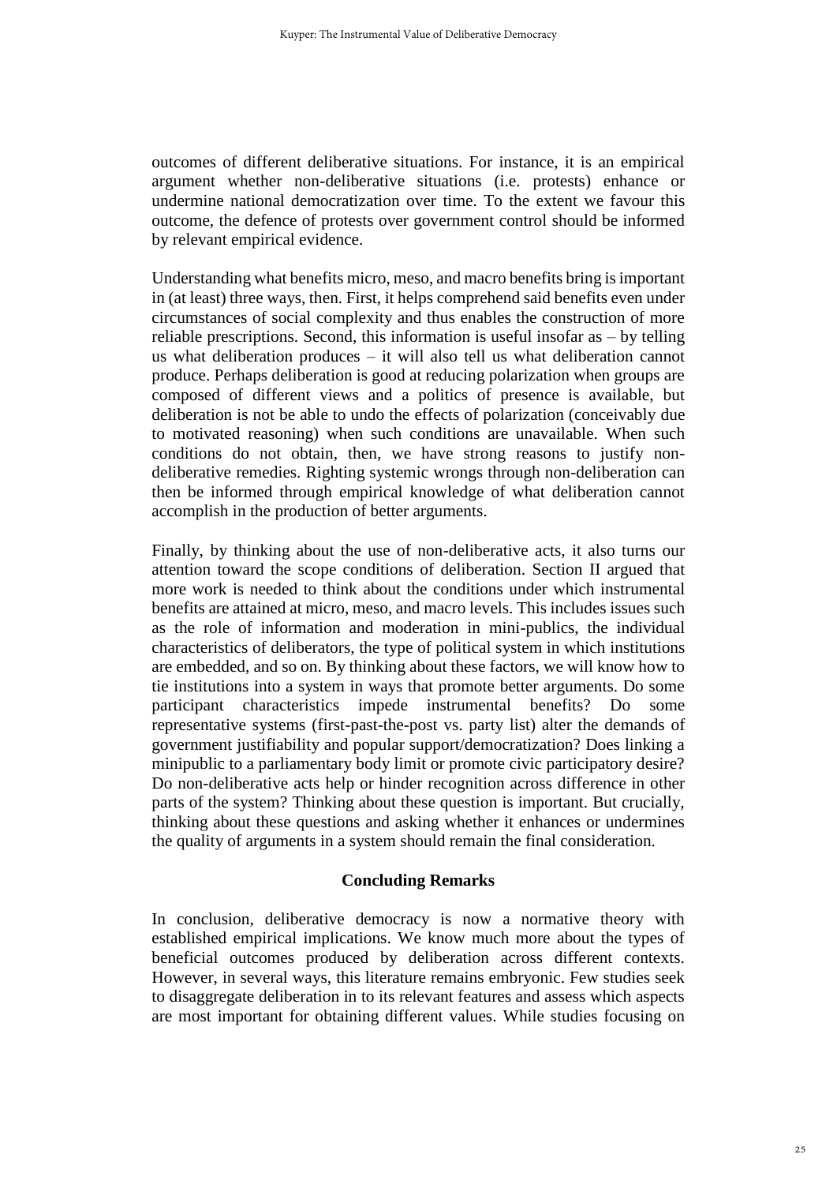outcomes of different deliberative situations. For instance, it is an empirical argument whether non-deliberative situations (i.e. protests) enhance or undermine national democratization over time. To the extent we favour this outcome, the defence of protests over government control should be informed by relevant empirical evidence.

Understanding what benefits micro, meso, and macro benefits bring is important in (at least) three ways, then. First, it helps comprehend said benefits even under circumstances of social complexity and thus enables the construction of more reliable prescriptions. Second, this information is useful insofar as – by telling us what deliberation produces – it will also tell us what deliberation cannot produce. Perhaps deliberation is good at reducing polarization when groups are composed of different views and a politics of presence is available, but deliberation is not be able to undo the effects of polarization (conceivably due to motivated reasoning) when such conditions are unavailable. When such conditions do not obtain, then, we have strong reasons to justify non-deliberative remedies. Righting systemic wrongs through non-deliberation can then be informed through empirical knowledge of what deliberation cannot accomplish in the production of better arguments.

Finally, by thinking about the use of non-deliberative acts, it also turns our attention toward the scope conditions of deliberation. Section II argued that more work is needed to think about the conditions under which instrumental benefits are attained at micro, meso, and macro levels. This includes issues such as the role of information and moderation in mini-publics, the individual characteristics of deliberators, the type of political system in which institutions are embedded, and so on. By thinking about these factors, we will know how to tie institutions into a system in ways that promote better arguments. Do some participant characteristics impede instrumental benefits? Do some representative systems (first-past-the-post vs. party list) alter the demands of government justifiability and popular support/democratization? Does linking a minipublic to a parliamentary body limit or promote civic participatory desire? Do non-deliberative acts help or hinder recognition across difference in other parts of the system? Thinking about these question is important. But crucially, thinking about these questions and asking whether it enhances or undermines the quality of arguments in a system should remain the final consideration.

## Concluding Remarks

In conclusion, deliberative democracy is now a normative theory with established empirical implications. We know much more about the types of beneficial outcomes produced by deliberation across different contexts. However, in several ways, this literature remains embryonic. Few studies seek to disaggregate deliberation in to its relevant features and assess which aspects are most important for obtaining different values. While studies focusing on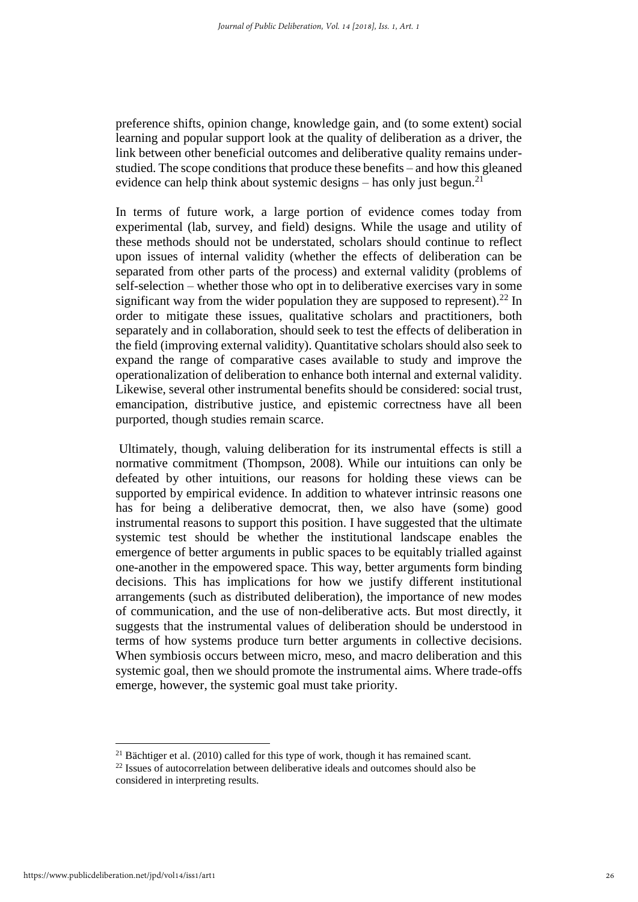preference shifts, opinion change, knowledge gain, and (to some extent) social learning and popular support look at the quality of deliberation as a driver, the link between other beneficial outcomes and deliberative quality remains under-studied. The scope conditions that produce these benefits – and how this gleaned evidence can help think about systemic designs – has only just begun.[21]

In terms of future work, a large portion of evidence comes today from experimental (lab, survey, and field) designs. While the usage and utility of these methods should not be understated, scholars should continue to reflect upon issues of internal validity (whether the effects of deliberation can be separated from other parts of the process) and external validity (problems of self-selection – whether those who opt in to deliberative exercises vary in some significant way from the wider population they are supposed to represent).[22] In order to mitigate these issues, qualitative scholars and practitioners, both separately and in collaboration, should seek to test the effects of deliberation in the field (improving external validity). Quantitative scholars should also seek to expand the range of comparative cases available to study and improve the operationalization of deliberation to enhance both internal and external validity. Likewise, several other instrumental benefits should be considered: social trust, emancipation, distributive justice, and epistemic correctness have all been purported, though studies remain scarce.

Ultimately, though, valuing deliberation for its instrumental effects is still a normative commitment (Thompson, 2008). While our intuitions can only be defeated by other intuitions, our reasons for holding these views can be supported by empirical evidence. In addition to whatever intrinsic reasons one has for being a deliberative democrat, then, we also have (some) good instrumental reasons to support this position. I have suggested that the ultimate systemic test should be whether the institutional landscape enables the emergence of better arguments in public spaces to be equitably trialled against one-another in the empowered space. This way, better arguments form binding decisions. This has implications for how we justify different institutional arrangements (such as distributed deliberation), the importance of new modes of communication, and the use of non-deliberative acts. But most directly, it suggests that the instrumental values of deliberation should be understood in terms of how systems produce turn better arguments in collective decisions. When symbiosis occurs between micro, meso, and macro deliberation and this systemic goal, then we should promote the instrumental aims. Where trade-offs emerge, however, the systemic goal must take priority.

---

[21] Bächtiger et al. (2010) called for this type of work, though it has remained scant.

[22] Issues of autocorrelation between deliberative ideals and outcomes should also be considered in interpreting results.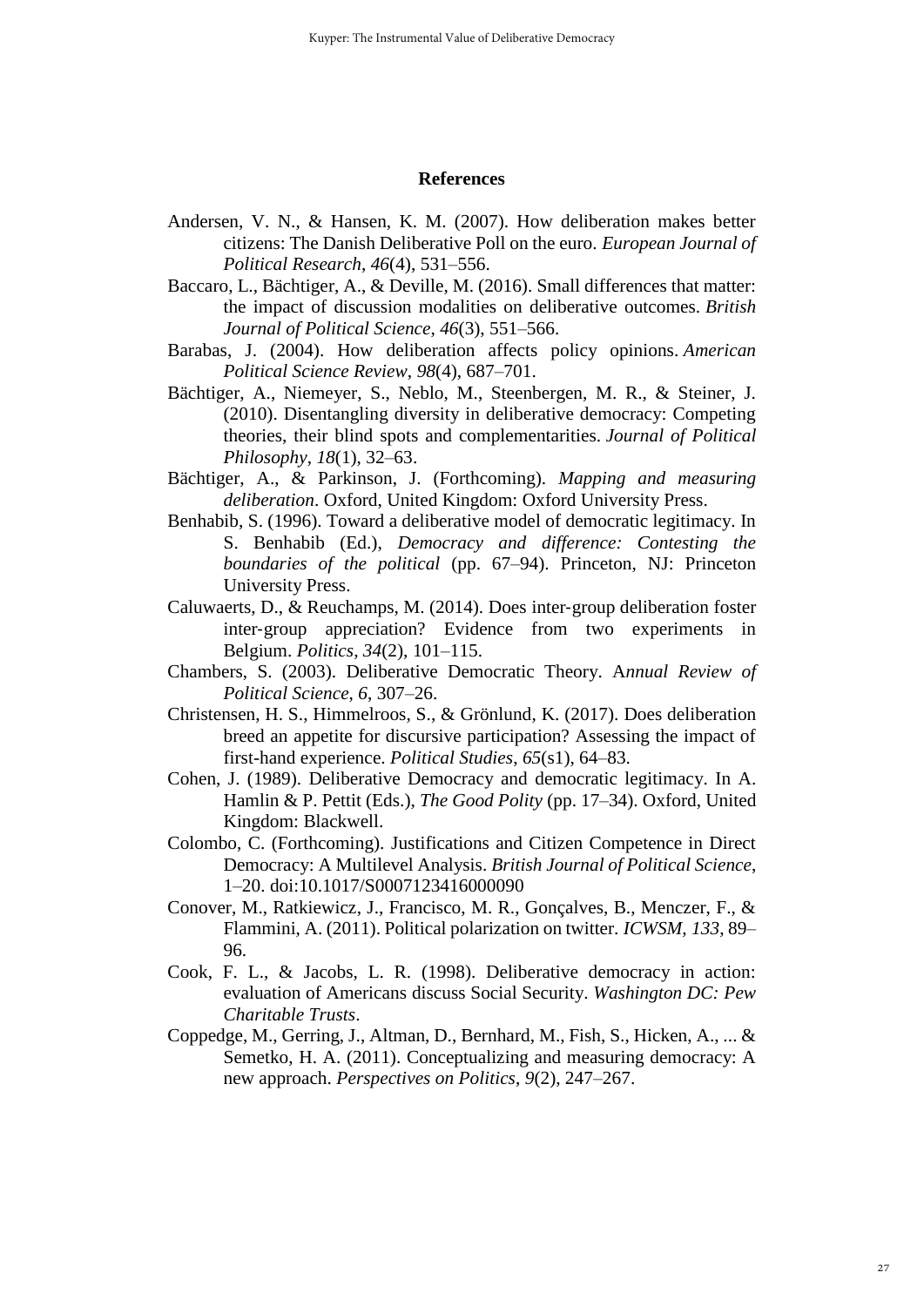## References

Andersen, V. N., & Hansen, K. M. (2007). How deliberation makes better citizens: The Danish Deliberative Poll on the euro. *European Journal of Political Research*, *46*(4), 531–556.

Baccaro, L., Bächtiger, A., & Deville, M. (2016). Small differences that matter: the impact of discussion modalities on deliberative outcomes. *British Journal of Political Science*, *46*(3), 551–566.

Barabas, J. (2004). How deliberation affects policy opinions. *American Political Science Review*, *98*(4), 687–701.

Bächtiger, A., Niemeyer, S., Neblo, M., Steenbergen, M. R., & Steiner, J. (2010). Disentangling diversity in deliberative democracy: Competing theories, their blind spots and complementarities. *Journal of Political Philosophy*, *18*(1), 32–63.

Bächtiger, A., & Parkinson, J. (Forthcoming). *Mapping and measuring deliberation*. Oxford, United Kingdom: Oxford University Press.

Benhabib, S. (1996). Toward a deliberative model of democratic legitimacy. In S. Benhabib (Ed.), *Democracy and difference: Contesting the boundaries of the political* (pp. 67–94). Princeton, NJ: Princeton University Press.

Caluwaerts, D., & Reuchamps, M. (2014). Does inter‐group deliberation foster inter‐group appreciation? Evidence from two experiments in Belgium. *Politics*, *34*(2), 101–115.

Chambers, S. (2003). Deliberative Democratic Theory. A*nnual Review of Political Science*, *6*, 307–26.

Christensen, H. S., Himmelroos, S., & Grönlund, K. (2017). Does deliberation breed an appetite for discursive participation? Assessing the impact of first-hand experience. *Political Studies*, *65*(s1), 64–83.

Cohen, J. (1989). Deliberative Democracy and democratic legitimacy. In A. Hamlin & P. Pettit (Eds.), *The Good Polity* (pp. 17–34). Oxford, United Kingdom: Blackwell.

Colombo, C. (Forthcoming). Justifications and Citizen Competence in Direct Democracy: A Multilevel Analysis. *British Journal of Political Science*, 1–20. doi:10.1017/S0007123416000090

Conover, M., Ratkiewicz, J., Francisco, M. R., Gonçalves, B., Menczer, F., & Flammini, A. (2011). Political polarization on twitter. *ICWSM*, *133*, 89–96.

Cook, F. L., & Jacobs, L. R. (1998). Deliberative democracy in action: evaluation of Americans discuss Social Security. *Washington DC: Pew Charitable Trusts*.

Coppedge, M., Gerring, J., Altman, D., Bernhard, M., Fish, S., Hicken, A., ... & Semetko, H. A. (2011). Conceptualizing and measuring democracy: A new approach. *Perspectives on Politics*, *9*(2), 247–267.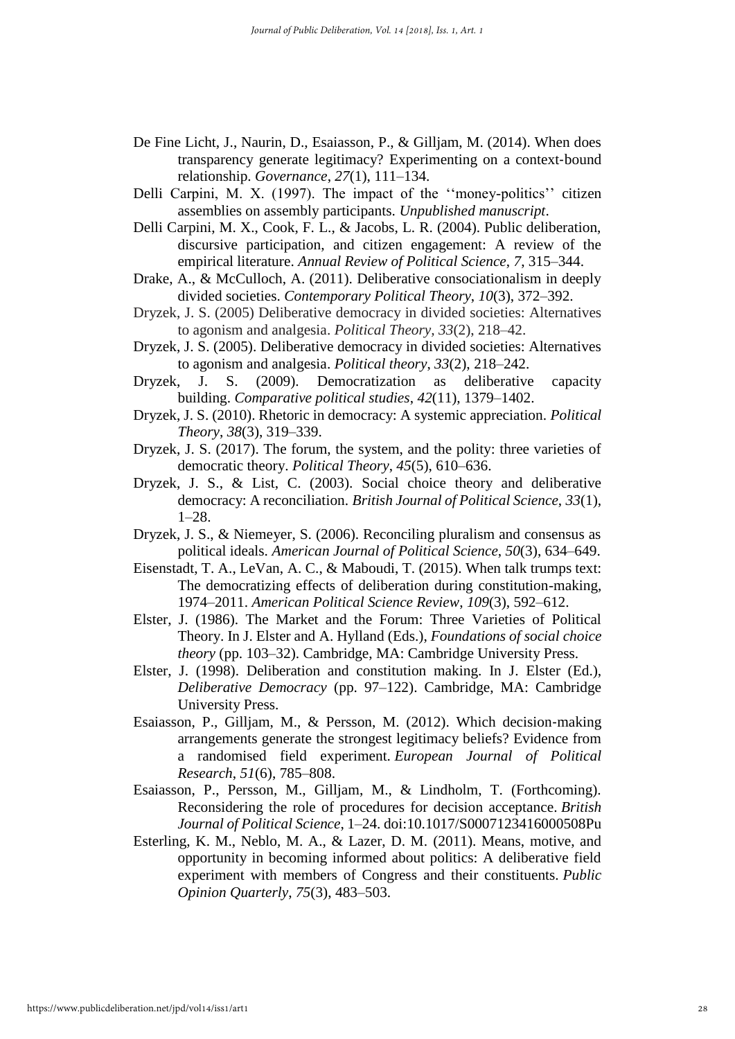De Fine Licht, J., Naurin, D., Esaiasson, P., & Gilljam, M. (2014). When does transparency generate legitimacy? Experimenting on a context-bound relationship. *Governance*, *27*(1), 111–134.

Delli Carpini, M. X. (1997). The impact of the ''money-politics'' citizen assemblies on assembly participants. *Unpublished manuscript*.

Delli Carpini, M. X., Cook, F. L., & Jacobs, L. R. (2004). Public deliberation, discursive participation, and citizen engagement: A review of the empirical literature. *Annual Review of Political Science*, *7*, 315–344.

Drake, A., & McCulloch, A. (2011). Deliberative consociationalism in deeply divided societies. *Contemporary Political Theory*, *10*(3), 372–392.

Dryzek, J. S. (2005) Deliberative democracy in divided societies: Alternatives to agonism and analgesia. *Political Theory, 33*(2), 218–42.

Dryzek, J. S. (2005). Deliberative democracy in divided societies: Alternatives to agonism and analgesia. *Political theory*, *33*(2), 218–242.

Dryzek, J. S. (2009). Democratization as deliberative capacity building. *Comparative political studies*, *42*(11), 1379–1402.

Dryzek, J. S. (2010). Rhetoric in democracy: A systemic appreciation. *Political Theory*, *38*(3), 319–339.

Dryzek, J. S. (2017). The forum, the system, and the polity: three varieties of democratic theory. *Political Theory*, *45*(5), 610–636.

Dryzek, J. S., & List, C. (2003). Social choice theory and deliberative democracy: A reconciliation. *British Journal of Political Science*, *33*(1), 1–28.

Dryzek, J. S., & Niemeyer, S. (2006). Reconciling pluralism and consensus as political ideals. *American Journal of Political Science*, *50*(3), 634–649.

Eisenstadt, T. A., LeVan, A. C., & Maboudi, T. (2015). When talk trumps text: The democratizing effects of deliberation during constitution-making, 1974–2011. *American Political Science Review*, *109*(3), 592–612.

Elster, J. (1986). The Market and the Forum: Three Varieties of Political Theory. In J. Elster and A. Hylland (Eds.), *Foundations of social choice theory* (pp. 103–32). Cambridge, MA: Cambridge University Press.

Elster, J. (1998). Deliberation and constitution making. In J. Elster (Ed.), *Deliberative Democracy* (pp. 97–122). Cambridge, MA: Cambridge University Press.

Esaiasson, P., Gilljam, M., & Persson, M. (2012). Which decision-making arrangements generate the strongest legitimacy beliefs? Evidence from a randomised field experiment. *European Journal of Political Research*, *51*(6), 785–808.

Esaiasson, P., Persson, M., Gilljam, M., & Lindholm, T. (Forthcoming). Reconsidering the role of procedures for decision acceptance. *British Journal of Political Science*, 1–24. doi:10.1017/S0007123416000508Pu

Esterling, K. M., Neblo, M. A., & Lazer, D. M. (2011). Means, motive, and opportunity in becoming informed about politics: A deliberative field experiment with members of Congress and their constituents. *Public Opinion Quarterly*, *75*(3), 483–503.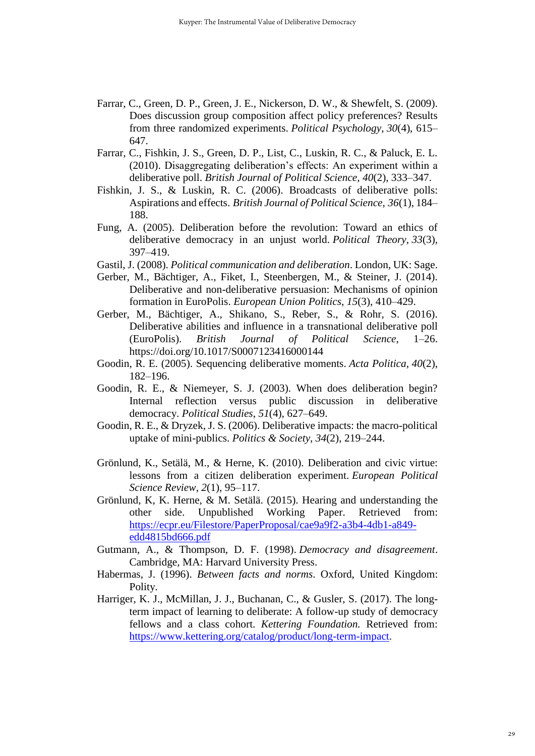Farrar, C., Green, D. P., Green, J. E., Nickerson, D. W., & Shewfelt, S. (2009). Does discussion group composition affect policy preferences? Results from three randomized experiments. *Political Psychology*, *30*(4), 615–647.

Farrar, C., Fishkin, J. S., Green, D. P., List, C., Luskin, R. C., & Paluck, E. L. (2010). Disaggregating deliberation's effects: An experiment within a deliberative poll. *British Journal of Political Science*, *40*(2), 333–347.

Fishkin, J. S., & Luskin, R. C. (2006). Broadcasts of deliberative polls: Aspirations and effects. *British Journal of Political Science*, *36*(1), 184–188.

Fung, A. (2005). Deliberation before the revolution: Toward an ethics of deliberative democracy in an unjust world. *Political Theory*, *33*(3), 397–419.

Gastil, J. (2008). *Political communication and deliberation*. London, UK: Sage.

Gerber, M., Bächtiger, A., Fiket, I., Steenbergen, M., & Steiner, J. (2014). Deliberative and non-deliberative persuasion: Mechanisms of opinion formation in EuroPolis. *European Union Politics*, *15*(3), 410–429.

Gerber, M., Bächtiger, A., Shikano, S., Reber, S., & Rohr, S. (2016). Deliberative abilities and influence in a transnational deliberative poll (EuroPolis). *British Journal of Political Science*, 1–26. https://doi.org/10.1017/S0007123416000144

Goodin, R. E. (2005). Sequencing deliberative moments. *Acta Politica*, *40*(2), 182–196.

Goodin, R. E., & Niemeyer, S. J. (2003). When does deliberation begin? Internal reflection versus public discussion in deliberative democracy. *Political Studies*, *51*(4), 627–649.

Goodin, R. E., & Dryzek, J. S. (2006). Deliberative impacts: the macro-political uptake of mini-publics. *Politics & Society*, *34*(2), 219–244.

Grönlund, K., Setälä, M., & Herne, K. (2010). Deliberation and civic virtue: lessons from a citizen deliberation experiment. *European Political Science Review*, *2*(1), 95–117.

Grönlund, K, K. Herne, & M. Setälä. (2015). Hearing and understanding the other side. Unpublished Working Paper. Retrieved from: https://ecpr.eu/Filestore/PaperProposal/cae9a9f2-a3b4-4db1-a849-edd4815bd666.pdf

Gutmann, A., & Thompson, D. F. (1998). *Democracy and disagreement*. Cambridge, MA: Harvard University Press.

Habermas, J. (1996). *Between facts and norms*. Oxford, United Kingdom: Polity.

Harriger, K. J., McMillan, J. J., Buchanan, C., & Gusler, S. (2017). The long-term impact of learning to deliberate: A follow-up study of democracy fellows and a class cohort. *Kettering Foundation.* Retrieved from: https://www.kettering.org/catalog/product/long-term-impact.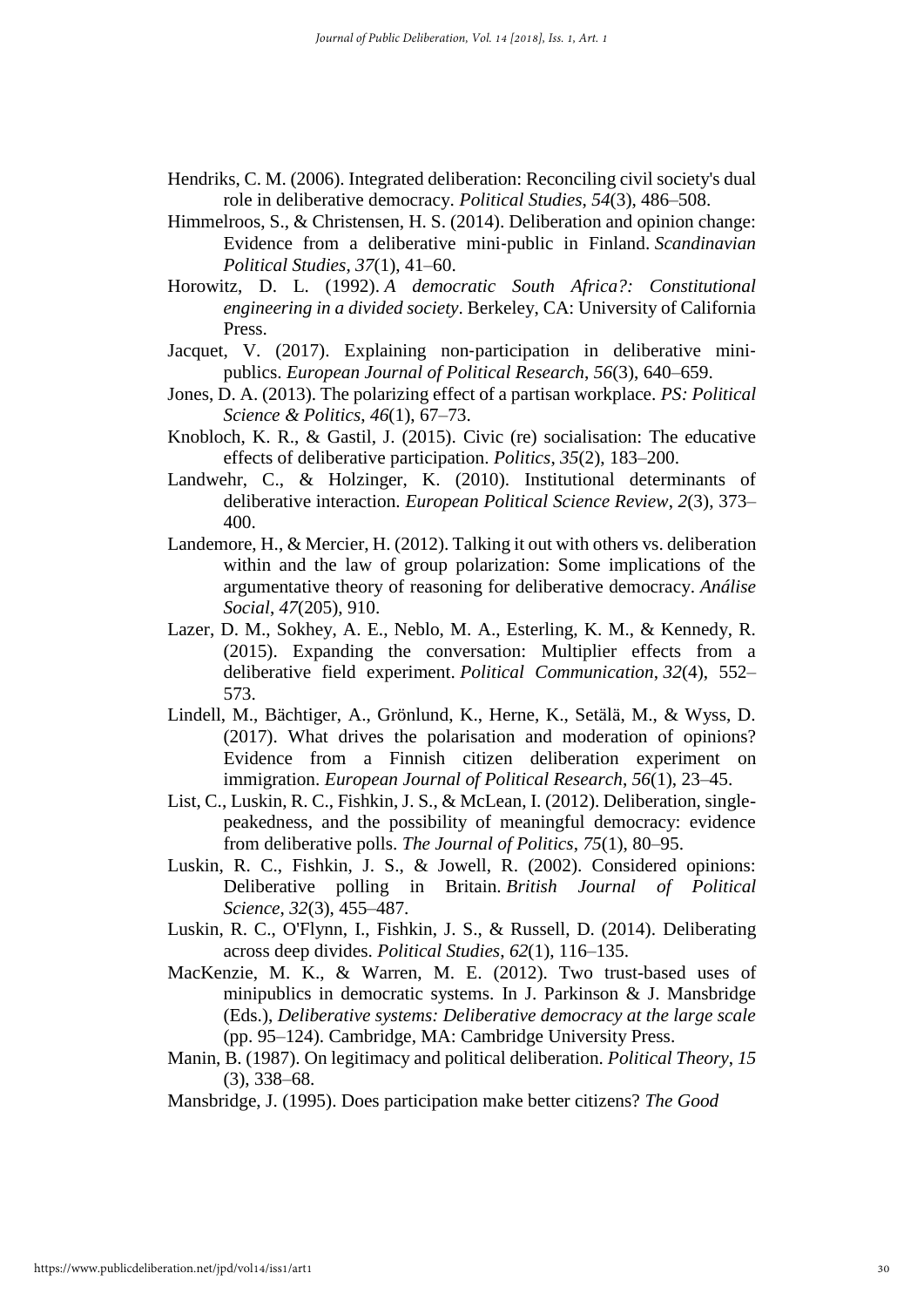Hendriks, C. M. (2006). Integrated deliberation: Reconciling civil society's dual role in deliberative democracy. *Political Studies*, *54*(3), 486–508.

Himmelroos, S., & Christensen, H. S. (2014). Deliberation and opinion change: Evidence from a deliberative mini-public in Finland. *Scandinavian Political Studies*, *37*(1), 41–60.

Horowitz, D. L. (1992). *A democratic South Africa?: Constitutional engineering in a divided society*. Berkeley, CA: University of California Press.

Jacquet, V. (2017). Explaining non-participation in deliberative mini-publics. *European Journal of Political Research*, *56*(3), 640–659.

Jones, D. A. (2013). The polarizing effect of a partisan workplace. *PS: Political Science & Politics*, *46*(1), 67–73.

Knobloch, K. R., & Gastil, J. (2015). Civic (re) socialisation: The educative effects of deliberative participation. *Politics*, *35*(2), 183–200.

Landwehr, C., & Holzinger, K. (2010). Institutional determinants of deliberative interaction. *European Political Science Review*, *2*(3), 373–400.

Landemore, H., & Mercier, H. (2012). Talking it out with others vs. deliberation within and the law of group polarization: Some implications of the argumentative theory of reasoning for deliberative democracy. *Análise Social*, *47*(205), 910.

Lazer, D. M., Sokhey, A. E., Neblo, M. A., Esterling, K. M., & Kennedy, R. (2015). Expanding the conversation: Multiplier effects from a deliberative field experiment. *Political Communication*, *32*(4), 552–573.

Lindell, M., Bächtiger, A., Grönlund, K., Herne, K., Setälä, M., & Wyss, D. (2017). What drives the polarisation and moderation of opinions? Evidence from a Finnish citizen deliberation experiment on immigration. *European Journal of Political Research*, *56*(1), 23–45.

List, C., Luskin, R. C., Fishkin, J. S., & McLean, I. (2012). Deliberation, single-peakedness, and the possibility of meaningful democracy: evidence from deliberative polls. *The Journal of Politics*, *75*(1), 80–95.

Luskin, R. C., Fishkin, J. S., & Jowell, R. (2002). Considered opinions: Deliberative polling in Britain. *British Journal of Political Science*, *32*(3), 455–487.

Luskin, R. C., O'Flynn, I., Fishkin, J. S., & Russell, D. (2014). Deliberating across deep divides. *Political Studies*, *62*(1), 116–135.

MacKenzie, M. K., & Warren, M. E. (2012). Two trust-based uses of minipublics in democratic systems. In J. Parkinson & J. Mansbridge (Eds.), *Deliberative systems: Deliberative democracy at the large scale* (pp. 95–124). Cambridge, MA: Cambridge University Press.

Manin, B. (1987). On legitimacy and political deliberation. *Political Theory*, *15* (3), 338–68.

Mansbridge, J. (1995). Does participation make better citizens? *The Good*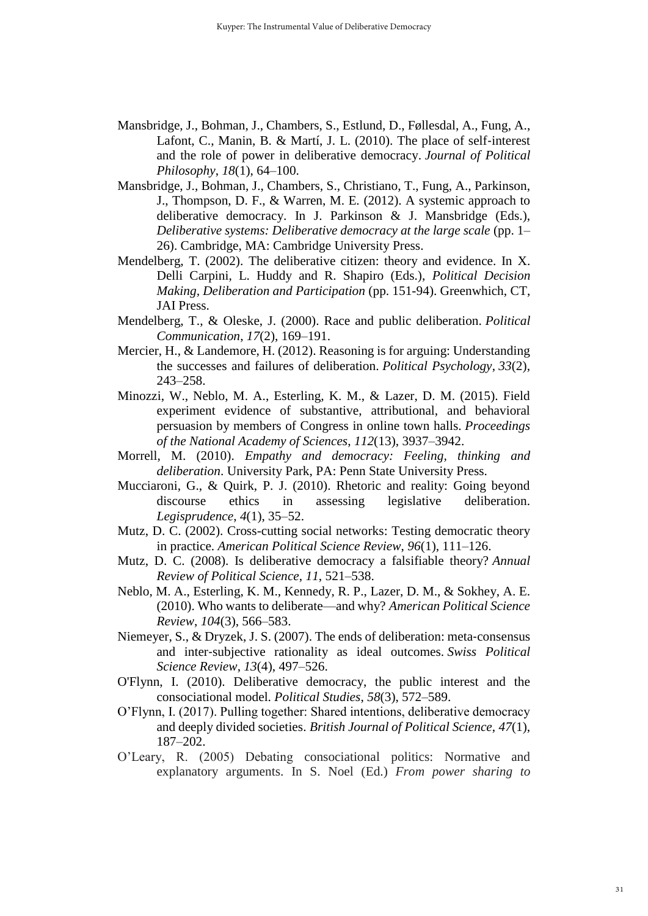Mansbridge, J., Bohman, J., Chambers, S., Estlund, D., Føllesdal, A., Fung, A., Lafont, C., Manin, B. & Martí, J. L. (2010). The place of self-interest and the role of power in deliberative democracy. *Journal of Political Philosophy*, *18*(1), 64–100.

Mansbridge, J., Bohman, J., Chambers, S., Christiano, T., Fung, A., Parkinson, J., Thompson, D. F., & Warren, M. E. (2012). A systemic approach to deliberative democracy. In J. Parkinson & J. Mansbridge (Eds.), *Deliberative systems: Deliberative democracy at the large scale* (pp. 1–26). Cambridge, MA: Cambridge University Press.

Mendelberg, T. (2002). The deliberative citizen: theory and evidence. In X. Delli Carpini, L. Huddy and R. Shapiro (Eds.), *Political Decision Making, Deliberation and Participation* (pp. 151-94). Greenwhich, CT, JAI Press.

Mendelberg, T., & Oleske, J. (2000). Race and public deliberation. *Political Communication*, *17*(2), 169–191.

Mercier, H., & Landemore, H. (2012). Reasoning is for arguing: Understanding the successes and failures of deliberation. *Political Psychology*, *33*(2), 243–258.

Minozzi, W., Neblo, M. A., Esterling, K. M., & Lazer, D. M. (2015). Field experiment evidence of substantive, attributional, and behavioral persuasion by members of Congress in online town halls. *Proceedings of the National Academy of Sciences*, *112*(13), 3937–3942.

Morrell, M. (2010). *Empathy and democracy: Feeling, thinking and deliberation*. University Park, PA: Penn State University Press.

Mucciaroni, G., & Quirk, P. J. (2010). Rhetoric and reality: Going beyond discourse ethics in assessing legislative deliberation. *Legisprudence*, *4*(1), 35–52.

Mutz, D. C. (2002). Cross-cutting social networks: Testing democratic theory in practice. *American Political Science Review*, *96*(1), 111–126.

Mutz, D. C. (2008). Is deliberative democracy a falsifiable theory? *Annual Review of Political Science*, *11*, 521–538.

Neblo, M. A., Esterling, K. M., Kennedy, R. P., Lazer, D. M., & Sokhey, A. E. (2010). Who wants to deliberate—and why? *American Political Science Review*, *104*(3), 566–583.

Niemeyer, S., & Dryzek, J. S. (2007). The ends of deliberation: meta-consensus and inter-subjective rationality as ideal outcomes. *Swiss Political Science Review*, *13*(4), 497–526.

O'Flynn, I. (2010). Deliberative democracy, the public interest and the consociational model. *Political Studies*, *58*(3), 572–589.

O'Flynn, I. (2017). Pulling together: Shared intentions, deliberative democracy and deeply divided societies. *British Journal of Political Science*, *47*(1), 187–202.

O'Leary, R. (2005) Debating consociational politics: Normative and explanatory arguments. In S. Noel (Ed.) *From power sharing to*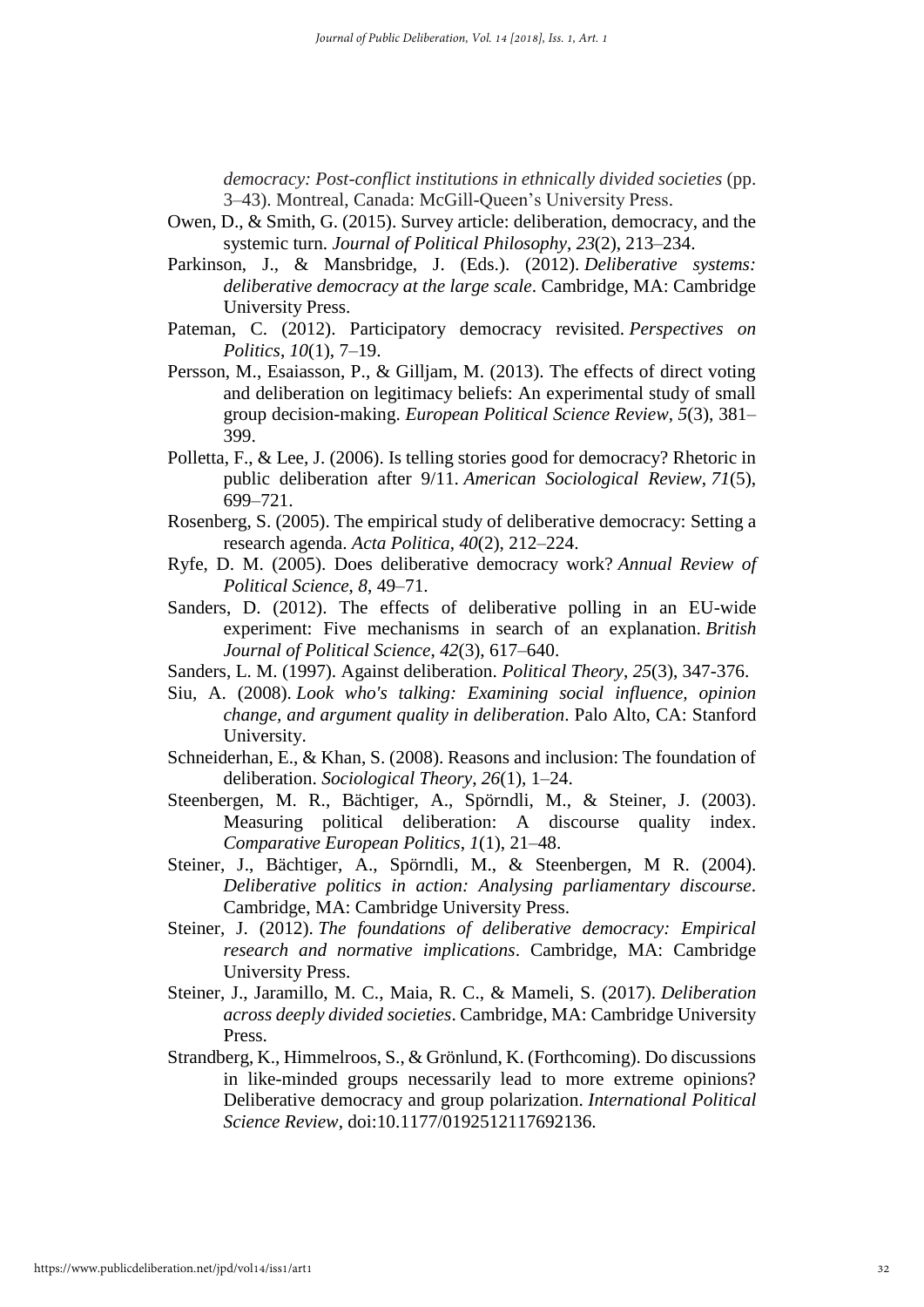*democracy: Post-conflict institutions in ethnically divided societies* (pp. 3–43). Montreal, Canada: McGill-Queen's University Press.

Owen, D., & Smith, G. (2015). Survey article: deliberation, democracy, and the systemic turn. *Journal of Political Philosophy*, *23*(2), 213–234.

Parkinson, J., & Mansbridge, J. (Eds.). (2012). *Deliberative systems: deliberative democracy at the large scale*. Cambridge, MA: Cambridge University Press.

Pateman, C. (2012). Participatory democracy revisited. *Perspectives on Politics*, *10*(1), 7–19.

Persson, M., Esaiasson, P., & Gilljam, M. (2013). The effects of direct voting and deliberation on legitimacy beliefs: An experimental study of small group decision-making. *European Political Science Review*, *5*(3), 381–399.

Polletta, F., & Lee, J. (2006). Is telling stories good for democracy? Rhetoric in public deliberation after 9/11. *American Sociological Review*, *71*(5), 699–721.

Rosenberg, S. (2005). The empirical study of deliberative democracy: Setting a research agenda. *Acta Politica*, *40*(2), 212–224.

Ryfe, D. M. (2005). Does deliberative democracy work? *Annual Review of Political Science*, *8*, 49–71.

Sanders, D. (2012). The effects of deliberative polling in an EU-wide experiment: Five mechanisms in search of an explanation. *British Journal of Political Science*, *42*(3), 617–640.

Sanders, L. M. (1997). Against deliberation. *Political Theory*, *25*(3), 347-376.

Siu, A. (2008). *Look who's talking: Examining social influence, opinion change, and argument quality in deliberation*. Palo Alto, CA: Stanford University.

Schneiderhan, E., & Khan, S. (2008). Reasons and inclusion: The foundation of deliberation. *Sociological Theory*, *26*(1), 1–24.

Steenbergen, M. R., Bächtiger, A., Spörndli, M., & Steiner, J. (2003). Measuring political deliberation: A discourse quality index. *Comparative European Politics*, *1*(1), 21–48.

Steiner, J., Bächtiger, A., Spörndli, M., & Steenbergen, M R. (2004). *Deliberative politics in action: Analysing parliamentary discourse*. Cambridge, MA: Cambridge University Press.

Steiner, J. (2012). *The foundations of deliberative democracy: Empirical research and normative implications*. Cambridge, MA: Cambridge University Press.

Steiner, J., Jaramillo, M. C., Maia, R. C., & Mameli, S. (2017). *Deliberation across deeply divided societies*. Cambridge, MA: Cambridge University Press.

Strandberg, K., Himmelroos, S., & Grönlund, K. (Forthcoming). Do discussions in like-minded groups necessarily lead to more extreme opinions? Deliberative democracy and group polarization. *International Political Science Review*, doi:10.1177/0192512117692136.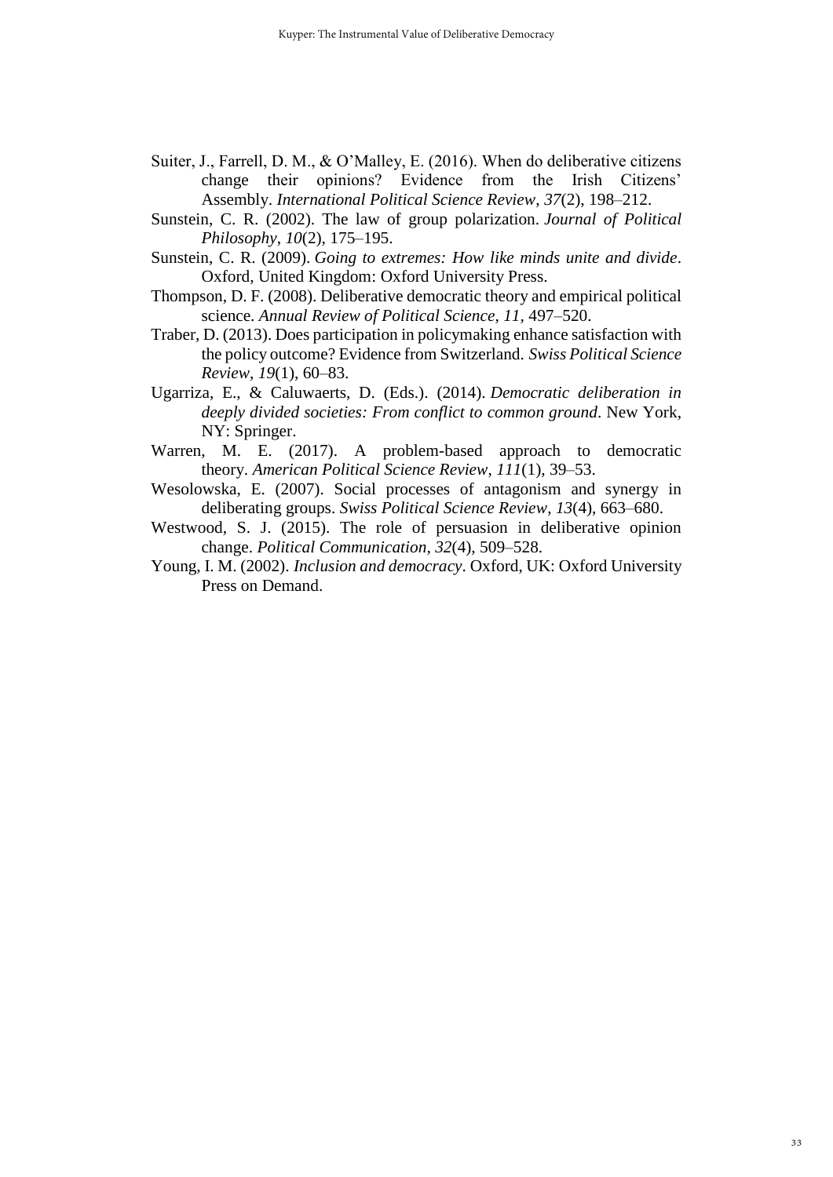Suiter, J., Farrell, D. M., & O'Malley, E. (2016). When do deliberative citizens change their opinions? Evidence from the Irish Citizens' Assembly. *International Political Science Review*, *37*(2), 198–212.

Sunstein, C. R. (2002). The law of group polarization. *Journal of Political Philosophy*, *10*(2), 175–195.

Sunstein, C. R. (2009). *Going to extremes: How like minds unite and divide*. Oxford, United Kingdom: Oxford University Press.

Thompson, D. F. (2008). Deliberative democratic theory and empirical political science. *Annual Review of Political Science*, *11*, 497–520.

Traber, D. (2013). Does participation in policymaking enhance satisfaction with the policy outcome? Evidence from Switzerland. *Swiss Political Science Review*, *19*(1), 60–83.

Ugarriza, E., & Caluwaerts, D. (Eds.). (2014). *Democratic deliberation in deeply divided societies: From conflict to common ground*. New York, NY: Springer.

Warren, M. E. (2017). A problem-based approach to democratic theory. *American Political Science Review*, *111*(1), 39–53.

Wesolowska, E. (2007). Social processes of antagonism and synergy in deliberating groups. *Swiss Political Science Review*, *13*(4), 663–680.

Westwood, S. J. (2015). The role of persuasion in deliberative opinion change. *Political Communication*, *32*(4), 509–528.

Young, I. M. (2002). *Inclusion and democracy*. Oxford, UK: Oxford University Press on Demand.